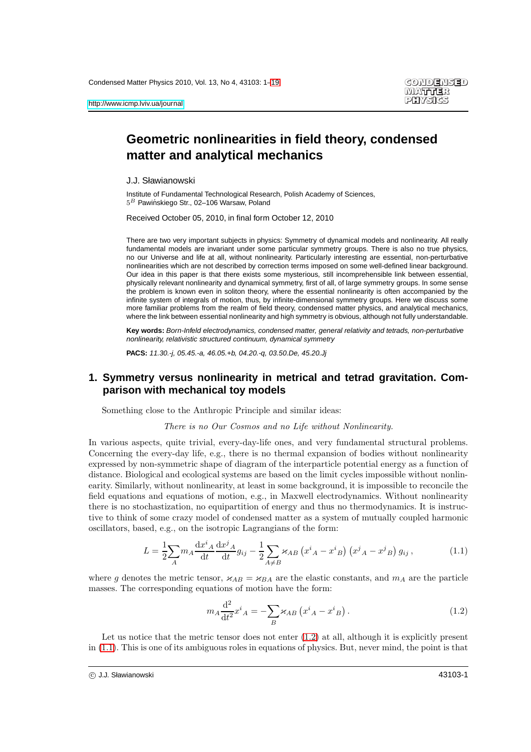# Geometric nonlinearities in field theory, condensed matter and analytical mechanics

J.J. Sławianowski

Institute of Fundamental Technological Research, Polish Academy of Sciences,
$5^B$ Pawińskiego Str., 02–106 Warsaw, Poland

Received October 05, 2010, in final form October 12, 2010

There are two very important subjects in physics: Symmetry of dynamical models and nonlinearity. All really fundamental models are invariant under some particular symmetry groups. There is also no true physics, no our Universe and life at all, without nonlinearity. Particularly interesting are essential, non-perturbative nonlinearities which are not described by correction terms imposed on some well-defined linear background. Our idea in this paper is that there exists some mysterious, still incomprehensible link between essential, physically relevant nonlinearity and dynamical symmetry, first of all, of large symmetry groups. In some sense the problem is known even in soliton theory, where the essential nonlinearity is often accompanied by the infinite system of integrals of motion, thus, by infinite-dimensional symmetry groups. Here we discuss some more familiar problems from the realm of field theory, condensed matter physics, and analytical mechanics, where the link between essential nonlinearity and high symmetry is obvious, although not fully understandable.

**Key words:** *Born-Infeld electrodynamics, condensed matter, general relativity and tetrads, non-perturbative nonlinearity, relativistic structured continuum, dynamical symmetry*

**PACS:** *11.30.-j, 05.45.-a, 46.05.+b, 04.20.-q, 03.50.De, 45.20.Jj*

## 1. Symmetry versus nonlinearity in metrical and tetrad gravitation. Comparison with mechanical toy models

Something close to the Anthropic Principle and similar ideas:

*There is no Our Cosmos and no Life without Nonlinearity.*

In various aspects, quite trivial, every-day-life ones, and very fundamental structural problems. Concerning the every-day life, e.g., there is no thermal expansion of bodies without nonlinearity expressed by non-symmetric shape of diagram of the interparticle potential energy as a function of distance. Biological and ecological systems are based on the limit cycles impossible without nonlinearity. Similarly, without nonlinearity, at least in some background, it is impossible to reconcile the field equations and equations of motion, e.g., in Maxwell electrodynamics. Without nonlinearity there is no stochastization, no equipartition of energy and thus no thermodynamics. It is instructive to think of some crazy model of condensed matter as a system of mutually coupled harmonic oscillators, based, e.g., on the isotropic Lagrangians of the form:

$$L = \frac{1}{2}\sum_{A} m_A \frac{\mathrm{d}x^i{}_A}{\mathrm{d}t}\frac{\mathrm{d}x^j{}_A}{\mathrm{d}t} g_{ij} - \frac{1}{2}\sum_{A\neq B} \varkappa_{AB}\left(x^i{}_A - x^i{}_B\right)\left(x^j{}_A - x^j{}_B\right) g_{ij}\,, \tag{1.1}$$

where $g$ denotes the metric tensor, $\varkappa_{AB} = \varkappa_{BA}$ are the elastic constants, and $m_A$ are the particle masses. The corresponding equations of motion have the form:

$$m_A \frac{\mathrm{d}^2}{\mathrm{d}t^2} x^i{}_A = -\sum_{B} \varkappa_{AB}\left(x^i{}_A - x^i{}_B\right). \tag{1.2}$$

Let us notice that the metric tensor does not enter (1.2) at all, although it is explicitly present in (1.1). This is one of its ambiguous roles in equations of physics. But, never mind, the point is that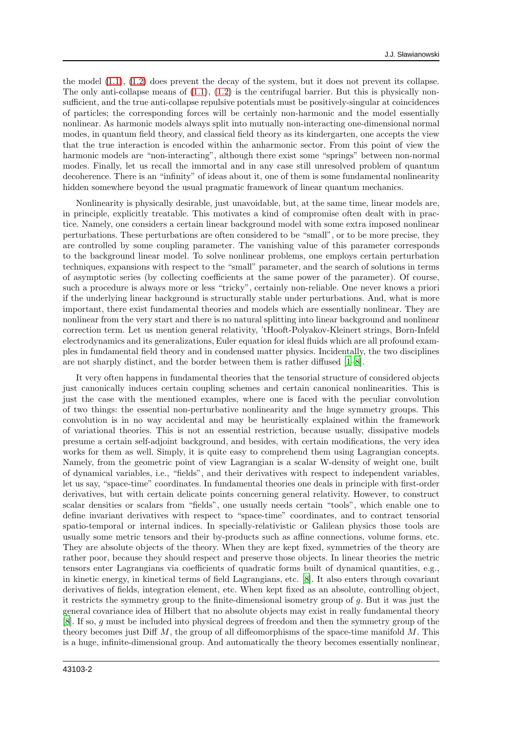the model (1.1), (1.2) does prevent the decay of the system, but it does not prevent its collapse. The only anti-collapse means of (1.1), (1.2) is the centrifugal barrier. But this is physically non-sufficient, and the true anti-collapse repulsive potentials must be positively-singular at coincidences of particles; the corresponding forces will be certainly non-harmonic and the model essentially nonlinear. As harmonic models always split into mutually non-interacting one-dimensional normal modes, in quantum field theory, and classical field theory as its kindergarten, one accepts the view that the true interaction is encoded within the anharmonic sector. From this point of view the harmonic models are "non-interacting", although there exist some "springs" between non-normal modes. Finally, let us recall the immortal and in any case still unresolved problem of quantum decoherence. There is an "infinity" of ideas about it, one of them is some fundamental nonlinearity hidden somewhere beyond the usual pragmatic framework of linear quantum mechanics.

Nonlinearity is physically desirable, just unavoidable, but, at the same time, linear models are, in principle, explicitly treatable. This motivates a kind of compromise often dealt with in practice. Namely, one considers a certain linear background model with some extra imposed nonlinear perturbations. These perturbations are often considered to be "small", or to be more precise, they are controlled by some coupling parameter. The vanishing value of this parameter corresponds to the background linear model. To solve nonlinear problems, one employs certain perturbation techniques, expansions with respect to the "small" parameter, and the search of solutions in terms of asymptotic series (by collecting coefficients at the same power of the parameter). Of course, such a procedure is always more or less "tricky", certainly non-reliable. One never knows a priori if the underlying linear background is structurally stable under perturbations. And, what is more important, there exist fundamental theories and models which are essentially nonlinear. They are nonlinear from the very start and there is no natural splitting into linear background and nonlinear correction term. Let us mention general relativity, 'tHooft-Polyakov-Kleinert strings, Born-Infeld electrodynamics and its generalizations, Euler equation for ideal fluids which are all profound examples in fundamental field theory and in condensed matter physics. Incidentally, the two disciplines are not sharply distinct, and the border between them is rather diffused [1–8].

It very often happens in fundamental theories that the tensorial structure of considered objects just canonically induces certain coupling schemes and certain canonical nonlinearities. This is just the case with the mentioned examples, where one is faced with the peculiar convolution of two things: the essential non-perturbative nonlinearity and the huge symmetry groups. This convolution is in no way accidental and may be heuristically explained within the framework of variational theories. This is not an essential restriction, because usually, dissipative models presume a certain self-adjoint background, and besides, with certain modifications, the very idea works for them as well. Simply, it is quite easy to comprehend them using Lagrangian concepts. Namely, from the geometric point of view Lagrangian is a scalar W-density of weight one, built of dynamical variables, i.e., "fields", and their derivatives with respect to independent variables, let us say, "space-time" coordinates. In fundamental theories one deals in principle with first-order derivatives, but with certain delicate points concerning general relativity. However, to construct scalar densities or scalars from "fields", one usually needs certain "tools", which enable one to define invariant derivatives with respect to "space-time" coordinates, and to contract tensorial spatio-temporal or internal indices. In specially-relativistic or Galilean physics those tools are usually some metric tensors and their by-products such as affine connections, volume forms, etc. They are absolute objects of the theory. When they are kept fixed, symmetries of the theory are rather poor, because they should respect and preserve those objects. In linear theories the metric tensors enter Lagrangians via coefficients of quadratic forms built of dynamical quantities, e.g., in kinetic energy, in kinetical terms of field Lagrangians, etc. [8]. It also enters through covariant derivatives of fields, integration element, etc. When kept fixed as an absolute, controlling object, it restricts the symmetry group to the finite-dimensional isometry group of $g$. But it was just the general covariance idea of Hilbert that no absolute objects may exist in really fundamental theory [8]. If so, $g$ must be included into physical degrees of freedom and then the symmetry group of the theory becomes just Diff $M$, the group of all diffeomorphisms of the space-time manifold $M$. This is a huge, infinite-dimensional group. And automatically the theory becomes essentially nonlinear,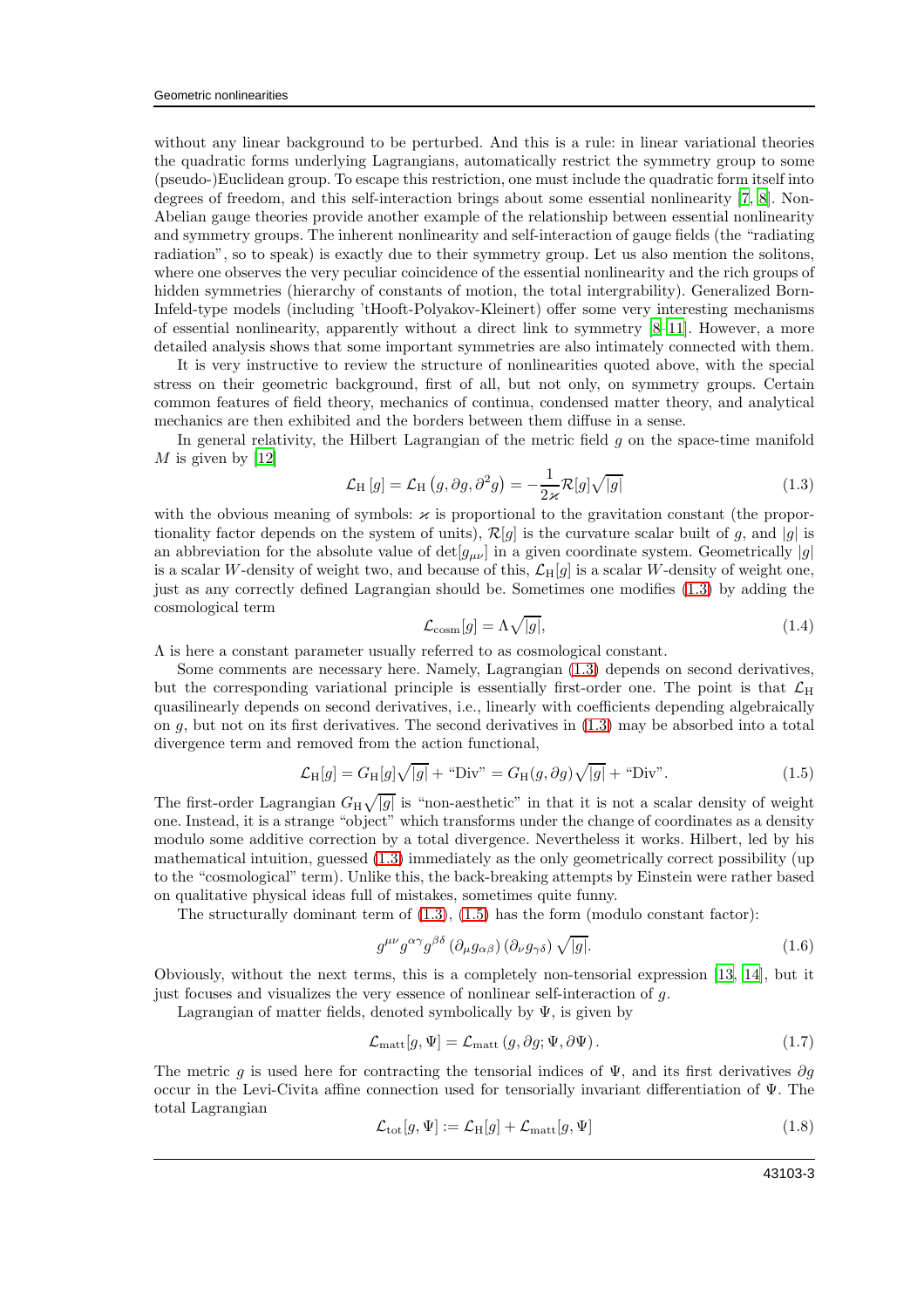without any linear background to be perturbed. And this is a rule: in linear variational theories the quadratic forms underlying Lagrangians, automatically restrict the symmetry group to some (pseudo-)Euclidean group. To escape this restriction, one must include the quadratic form itself into degrees of freedom, and this self-interaction brings about some essential nonlinearity [7, 8]. Non-Abelian gauge theories provide another example of the relationship between essential nonlinearity and symmetry groups. The inherent nonlinearity and self-interaction of gauge fields (the "radiating radiation", so to speak) is exactly due to their symmetry group. Let us also mention the solitons, where one observes the very peculiar coincidence of the essential nonlinearity and the rich groups of hidden symmetries (hierarchy of constants of motion, the total intergrability). Generalized Born-Infeld-type models (including 'tHooft-Polyakov-Kleinert) offer some very interesting mechanisms of essential nonlinearity, apparently without a direct link to symmetry [8–11]. However, a more detailed analysis shows that some important symmetries are also intimately connected with them.

It is very instructive to review the structure of nonlinearities quoted above, with the special stress on their geometric background, first of all, but not only, on symmetry groups. Certain common features of field theory, mechanics of continua, condensed matter theory, and analytical mechanics are then exhibited and the borders between them diffuse in a sense.

In general relativity, the Hilbert Lagrangian of the metric field $g$ on the space-time manifold $M$ is given by [12]

$$\mathcal{L}_{\mathrm{H}}[g] = \mathcal{L}_{\mathrm{H}}\left(g, \partial g, \partial^2 g\right) = -\frac{1}{2\varkappa}\mathcal{R}[g]\sqrt{|g|} \tag{1.3}$$

with the obvious meaning of symbols: $\varkappa$ is proportional to the gravitation constant (the proportionality factor depends on the system of units), $\mathcal{R}[g]$ is the curvature scalar built of $g$, and $|g|$ is an abbreviation for the absolute value of $\det[g_{\mu\nu}]$ in a given coordinate system. Geometrically $|g|$ is a scalar $W$-density of weight two, and because of this, $\mathcal{L}_{\mathrm{H}}[g]$ is a scalar $W$-density of weight one, just as any correctly defined Lagrangian should be. Sometimes one modifies (1.3) by adding the cosmological term

$$\mathcal{L}_{\mathrm{cosm}}[g] = \Lambda\sqrt{|g|}, \tag{1.4}$$

$\Lambda$ is here a constant parameter usually referred to as cosmological constant.

Some comments are necessary here. Namely, Lagrangian (1.3) depends on second derivatives, but the corresponding variational principle is essentially first-order one. The point is that $\mathcal{L}_{\mathrm{H}}$ quasilinearly depends on second derivatives, i.e., linearly with coefficients depending algebraically on $g$, but not on its first derivatives. The second derivatives in (1.3) may be absorbed into a total divergence term and removed from the action functional,

$$\mathcal{L}_{\mathrm{H}}[g] = G_{\mathrm{H}}[g]\sqrt{|g|} + \text{“Div”} = G_{\mathrm{H}}(g, \partial g)\sqrt{|g|} + \text{“Div”}. \tag{1.5}$$

The first-order Lagrangian $G_{\mathrm{H}}\sqrt{|g|}$ is "non-aesthetic" in that it is not a scalar density of weight one. Instead, it is a strange "object" which transforms under the change of coordinates as a density modulo some additive correction by a total divergence. Nevertheless it works. Hilbert, led by his mathematical intuition, guessed (1.3) immediately as the only geometrically correct possibility (up to the "cosmological" term). Unlike this, the back-breaking attempts by Einstein were rather based on qualitative physical ideas full of mistakes, sometimes quite funny.

The structurally dominant term of (1.3), (1.5) has the form (modulo constant factor):

$$g^{\mu\nu}g^{\alpha\gamma}g^{\beta\delta}\left(\partial_\mu g_{\alpha\beta}\right)\left(\partial_\nu g_{\gamma\delta}\right)\sqrt{|g|}. \tag{1.6}$$

Obviously, without the next terms, this is a completely non-tensorial expression [13, 14], but it just focuses and visualizes the very essence of nonlinear self-interaction of $g$.

Lagrangian of matter fields, denoted symbolically by $\Psi$, is given by

$$\mathcal{L}_{\mathrm{matt}}[g, \Psi] = \mathcal{L}_{\mathrm{matt}}\left(g, \partial g; \Psi, \partial\Psi\right). \tag{1.7}$$

The metric $g$ is used here for contracting the tensorial indices of $\Psi$, and its first derivatives $\partial g$ occur in the Levi-Civita affine connection used for tensorially invariant differentiation of $\Psi$. The total Lagrangian

$$\mathcal{L}_{\mathrm{tot}}[g, \Psi] := \mathcal{L}_{\mathrm{H}}[g] + \mathcal{L}_{\mathrm{matt}}[g, \Psi] \tag{1.8}$$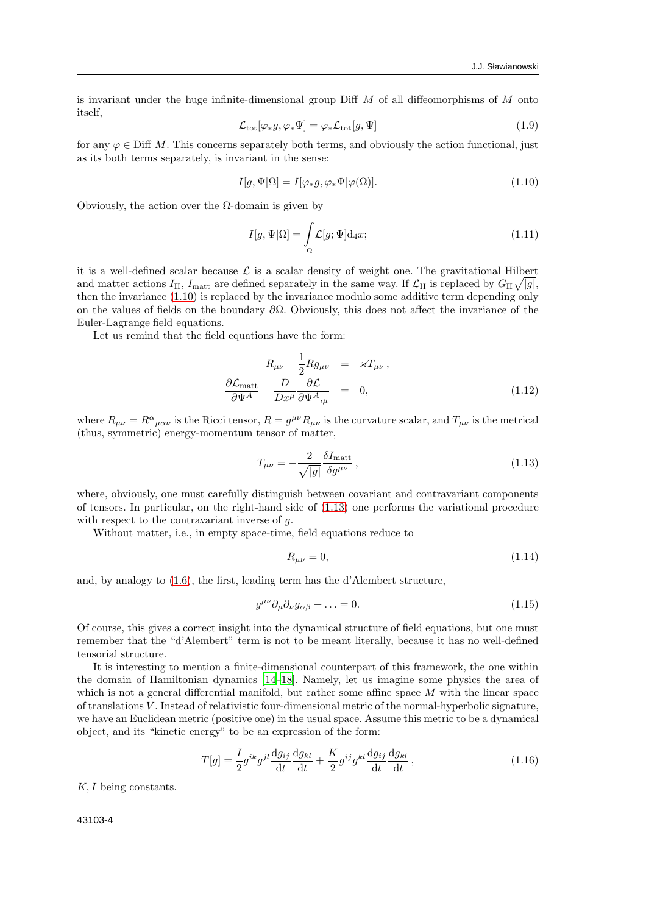is invariant under the huge infinite-dimensional group Diff $M$ of all diffeomorphisms of $M$ onto itself,

$$\mathcal{L}_{\rm tot}[\varphi_* g, \varphi_* \Psi] = \varphi_* \mathcal{L}_{\rm tot}[g, \Psi] \tag{1.9}$$

for any $\varphi \in$ Diff $M$. This concerns separately both terms, and obviously the action functional, just as its both terms separately, is invariant in the sense:

$$I[g, \Psi|\Omega] = I[\varphi_* g, \varphi_* \Psi|\varphi(\Omega)]. \tag{1.10}$$

Obviously, the action over the $\Omega$-domain is given by

$$I[g, \Psi|\Omega] = \int_{\Omega} \mathcal{L}[g; \Psi] \mathrm{d}_4 x; \tag{1.11}$$

it is a well-defined scalar because $\mathcal{L}$ is a scalar density of weight one. The gravitational Hilbert and matter actions $I_{\rm H}$, $I_{\rm matt}$ are defined separately in the same way. If $\mathcal{L}_{\rm H}$ is replaced by $G_{\rm H}\sqrt{|g|}$, then the invariance (1.10) is replaced by the invariance modulo some additive term depending only on the values of fields on the boundary $\partial\Omega$. Obviously, this does not affect the invariance of the Euler-Lagrange field equations.

Let us remind that the field equations have the form:

$$\begin{aligned} R_{\mu\nu} - \frac{1}{2} R g_{\mu\nu} &= \varkappa T_{\mu\nu} \,, \\ \frac{\partial \mathcal{L}_{\rm matt}}{\partial \Psi^A} - \frac{D}{Dx^\mu} \frac{\partial \mathcal{L}}{\partial \Psi^A{}_{,\mu}} &= 0, \end{aligned} \tag{1.12}$$

where $R_{\mu\nu} = R^\alpha{}_{\mu\alpha\nu}$ is the Ricci tensor, $R = g^{\mu\nu} R_{\mu\nu}$ is the curvature scalar, and $T_{\mu\nu}$ is the metrical (thus, symmetric) energy-momentum tensor of matter,

$$T_{\mu\nu} = -\frac{2}{\sqrt{|g|}} \frac{\delta I_{\rm matt}}{\delta g^{\mu\nu}} \,, \tag{1.13}$$

where, obviously, one must carefully distinguish between covariant and contravariant components of tensors. In particular, on the right-hand side of (1.13) one performs the variational procedure with respect to the contravariant inverse of $g$.

Without matter, i.e., in empty space-time, field equations reduce to

$$R_{\mu\nu} = 0, \tag{1.14}$$

and, by analogy to (1.6), the first, leading term has the d'Alembert structure,

$$g^{\mu\nu} \partial_\mu \partial_\nu g_{\alpha\beta} + \ldots = 0. \tag{1.15}$$

Of course, this gives a correct insight into the dynamical structure of field equations, but one must remember that the "d'Alembert" term is not to be meant literally, because it has no well-defined tensorial structure.

It is interesting to mention a finite-dimensional counterpart of this framework, the one within the domain of Hamiltonian dynamics [14–18]. Namely, let us imagine some physics the area of which is not a general differential manifold, but rather some affine space $M$ with the linear space of translations $V$. Instead of relativistic four-dimensional metric of the normal-hyperbolic signature, we have an Euclidean metric (positive one) in the usual space. Assume this metric to be a dynamical object, and its "kinetic energy" to be an expression of the form:

$$T[g] = \frac{I}{2} g^{ik} g^{jl} \frac{\mathrm{d}g_{ij}}{\mathrm{d}t} \frac{\mathrm{d}g_{kl}}{\mathrm{d}t} + \frac{K}{2} g^{ij} g^{kl} \frac{\mathrm{d}g_{ij}}{\mathrm{d}t} \frac{\mathrm{d}g_{kl}}{\mathrm{d}t} \,, \tag{1.16}$$

$K, I$ being constants.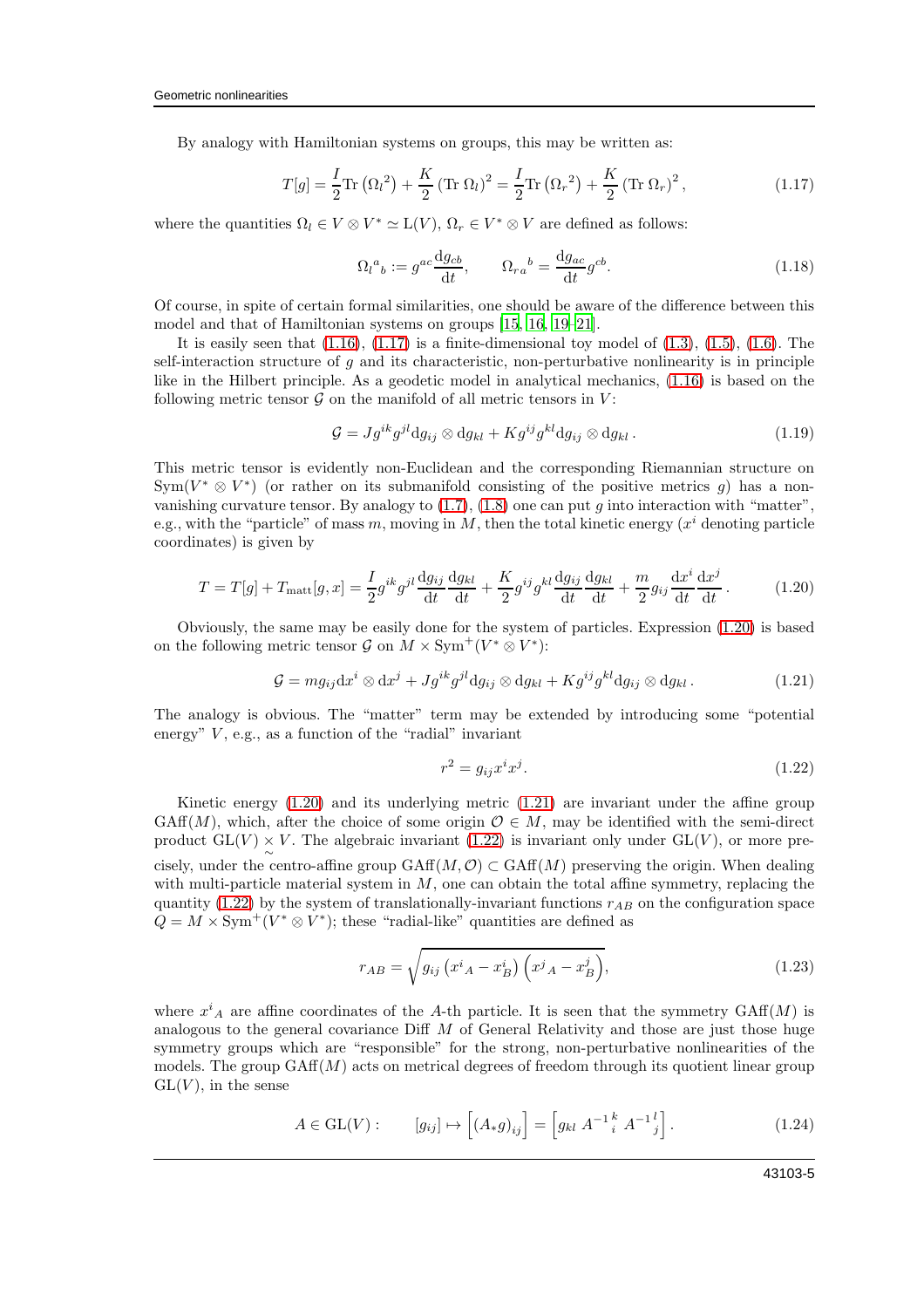By analogy with Hamiltonian systems on groups, this may be written as:

$$T[g] = \frac{I}{2}\mathrm{Tr}\left({\Omega_l}^2\right) + \frac{K}{2}\left(\mathrm{Tr}\ \Omega_l\right)^2 = \frac{I}{2}\mathrm{Tr}\left({\Omega_r}^2\right) + \frac{K}{2}\left(\mathrm{Tr}\ \Omega_r\right)^2, \tag{1.17}$$

where the quantities $\Omega_l \in V \otimes V^* \simeq \mathrm{L}(V)$, $\Omega_r \in V^* \otimes V$ are defined as follows:

$${\Omega_l}^a{}_b := g^{ac}\frac{\mathrm{d}g_{cb}}{\mathrm{d}t}, \qquad {\Omega_r}_a{}^b = \frac{\mathrm{d}g_{ac}}{\mathrm{d}t}g^{cb}. \tag{1.18}$$

Of course, in spite of certain formal similarities, one should be aware of the difference between this model and that of Hamiltonian systems on groups [15, 16, 19–21].

It is easily seen that (1.16), (1.17) is a finite-dimensional toy model of (1.3), (1.5), (1.6). The self-interaction structure of $g$ and its characteristic, non-perturbative nonlinearity is in principle like in the Hilbert principle. As a geodetic model in analytical mechanics, (1.16) is based on the following metric tensor $\mathcal{G}$ on the manifold of all metric tensors in $V$:

$$\mathcal{G} = Jg^{ik}g^{jl}\mathrm{d}g_{ij} \otimes \mathrm{d}g_{kl} + Kg^{ij}g^{kl}\mathrm{d}g_{ij} \otimes \mathrm{d}g_{kl}\,. \tag{1.19}$$

This metric tensor is evidently non-Euclidean and the corresponding Riemannian structure on $\mathrm{Sym}(V^* \otimes V^*)$ (or rather on its submanifold consisting of the positive metrics $g$) has a non-vanishing curvature tensor. By analogy to (1.7), (1.8) one can put $g$ into interaction with "matter", e.g., with the "particle" of mass $m$, moving in $M$, then the total kinetic energy ($x^i$ denoting particle coordinates) is given by

$$T = T[g] + T_{\mathrm{matt}}[g,x] = \frac{I}{2}g^{ik}g^{jl}\frac{\mathrm{d}g_{ij}}{\mathrm{d}t}\frac{\mathrm{d}g_{kl}}{\mathrm{d}t} + \frac{K}{2}g^{ij}g^{kl}\frac{\mathrm{d}g_{ij}}{\mathrm{d}t}\frac{\mathrm{d}g_{kl}}{\mathrm{d}t} + \frac{m}{2}g_{ij}\frac{\mathrm{d}x^i}{\mathrm{d}t}\frac{\mathrm{d}x^j}{\mathrm{d}t}. \tag{1.20}$$

Obviously, the same may be easily done for the system of particles. Expression (1.20) is based on the following metric tensor $\mathcal{G}$ on $M \times \mathrm{Sym}^+(V^* \otimes V^*)$:

$$\mathcal{G} = mg_{ij}\mathrm{d}x^i \otimes \mathrm{d}x^j + Jg^{ik}g^{jl}\mathrm{d}g_{ij} \otimes \mathrm{d}g_{kl} + Kg^{ij}g^{kl}\mathrm{d}g_{ij} \otimes \mathrm{d}g_{kl}\,. \tag{1.21}$$

The analogy is obvious. The "matter" term may be extended by introducing some "potential energy" $V$, e.g., as a function of the "radial" invariant

$$r^2 = g_{ij}x^i x^j. \tag{1.22}$$

Kinetic energy (1.20) and its underlying metric (1.21) are invariant under the affine group $\mathrm{GAff}(M)$, which, after the choice of some origin $\mathcal{O} \in M$, may be identified with the semi-direct product $\mathrm{GL}(V) \underset{\sim}{\times} V$. The algebraic invariant (1.22) is invariant only under $\mathrm{GL}(V)$, or more precisely, under the centro-affine group $\mathrm{GAff}(M,\mathcal{O}) \subset \mathrm{GAff}(M)$ preserving the origin. When dealing with multi-particle material system in $M$, one can obtain the total affine symmetry, replacing the quantity (1.22) by the system of translationally-invariant functions $r_{AB}$ on the configuration space $Q = M \times \mathrm{Sym}^+(V^* \otimes V^*)$; these "radial-like" quantities are defined as

$$r_{AB} = \sqrt{g_{ij}\left({x^i}_A - x^i_B\right)\left({x^j}_A - x^j_B\right)}, \tag{1.23}$$

where ${x^i}_A$ are affine coordinates of the $A$-th particle. It is seen that the symmetry $\mathrm{GAff}(M)$ is analogous to the general covariance Diff $M$ of General Relativity and those are just those huge symmetry groups which are "responsible" for the strong, non-perturbative nonlinearities of the models. The group $\mathrm{GAff}(M)$ acts on metrical degrees of freedom through its quotient linear group $\mathrm{GL}(V)$, in the sense

$$A \in \mathrm{GL}(V): \qquad [g_{ij}] \mapsto \left[(A_* g)_{ij}\right] = \left[g_{kl}\,{A^{-1}}^k{}_i\,{A^{-1}}^l{}_j\right]. \tag{1.24}$$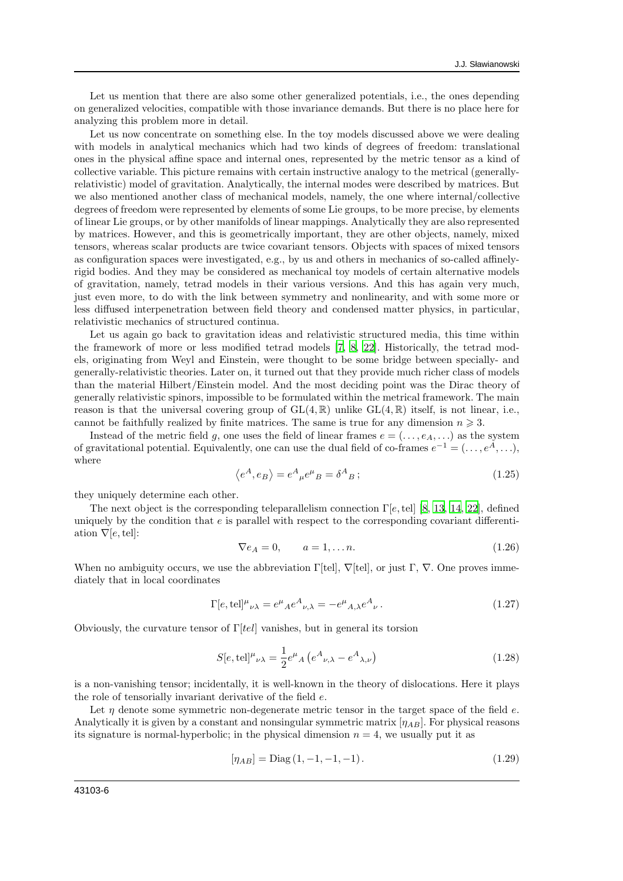Let us mention that there are also some other generalized potentials, i.e., the ones depending on generalized velocities, compatible with those invariance demands. But there is no place here for analyzing this problem more in detail.

Let us now concentrate on something else. In the toy models discussed above we were dealing with models in analytical mechanics which had two kinds of degrees of freedom: translational ones in the physical affine space and internal ones, represented by the metric tensor as a kind of collective variable. This picture remains with certain instructive analogy to the metrical (generally-relativistic) model of gravitation. Analytically, the internal modes were described by matrices. But we also mentioned another class of mechanical models, namely, the one where internal/collective degrees of freedom were represented by elements of some Lie groups, to be more precise, by elements of linear Lie groups, or by other manifolds of linear mappings. Analytically they are also represented by matrices. However, and this is geometrically important, they are other objects, namely, mixed tensors, whereas scalar products are twice covariant tensors. Objects with spaces of mixed tensors as configuration spaces were investigated, e.g., by us and others in mechanics of so-called affinely-rigid bodies. And they may be considered as mechanical toy models of certain alternative models of gravitation, namely, tetrad models in their various versions. And this has again very much, just even more, to do with the link between symmetry and nonlinearity, and with some more or less diffused interpenetration between field theory and condensed matter physics, in particular, relativistic mechanics of structured continua.

Let us again go back to gravitation ideas and relativistic structured media, this time within the framework of more or less modified tetrad models [7, 8, 22]. Historically, the tetrad models, originating from Weyl and Einstein, were thought to be some bridge between specially- and generally-relativistic theories. Later on, it turned out that they provide much richer class of models than the material Hilbert/Einstein model. And the most deciding point was the Dirac theory of generally relativistic spinors, impossible to be formulated within the metrical framework. The main reason is that the universal covering group of $\mathrm{GL}(4,\mathbb{R})$ unlike $\mathrm{GL}(4,\mathbb{R})$ itself, is not linear, i.e., cannot be faithfully realized by finite matrices. The same is true for any dimension $n \geqslant 3$.

Instead of the metric field $g$, one uses the field of linear frames $e = (\ldots, e_A, \ldots)$ as the system of gravitational potential. Equivalently, one can use the dual field of co-frames $e^{-1} = (\ldots, e^A, \ldots)$, where

$$\left\langle e^A, e_B \right\rangle = e^A{}_\mu e^\mu{}_B = \delta^A{}_B \, ; \tag{1.25}$$

they uniquely determine each other.

The next object is the corresponding teleparallelism connection $\Gamma[e, \mathrm{tel}]$ [8, 13, 14, 22], defined uniquely by the condition that $e$ is parallel with respect to the corresponding covariant differentiation $\nabla[e, \mathrm{tel}]$:

$$\nabla e_A = 0, \qquad a = 1, \ldots n. \tag{1.26}$$

When no ambiguity occurs, we use the abbreviation $\Gamma[\mathrm{tel}]$, $\nabla[\mathrm{tel}]$, or just $\Gamma$, $\nabla$. One proves immediately that in local coordinates

$$\Gamma[e, \mathrm{tel}]^\mu{}_{\nu\lambda} = e^\mu{}_A e^A{}_{\nu,\lambda} = -e^\mu{}_{A,\lambda} e^A{}_\nu \, . \tag{1.27}$$

Obviously, the curvature tensor of $\Gamma[tel]$ vanishes, but in general its torsion

$$S[e, \mathrm{tel}]^\mu{}_{\nu\lambda} = \frac{1}{2} e^\mu{}_A \left( e^A{}_{\nu,\lambda} - e^A{}_{\lambda,\nu} \right) \tag{1.28}$$

is a non-vanishing tensor; incidentally, it is well-known in the theory of dislocations. Here it plays the role of tensorially invariant derivative of the field $e$.

Let $\eta$ denote some symmetric non-degenerate metric tensor in the target space of the field $e$. Analytically it is given by a constant and nonsingular symmetric matrix $[\eta_{AB}]$. For physical reasons its signature is normal-hyperbolic; in the physical dimension $n = 4$, we usually put it as

$$[\eta_{AB}] = \mathrm{Diag}\,(1, -1, -1, -1). \tag{1.29}$$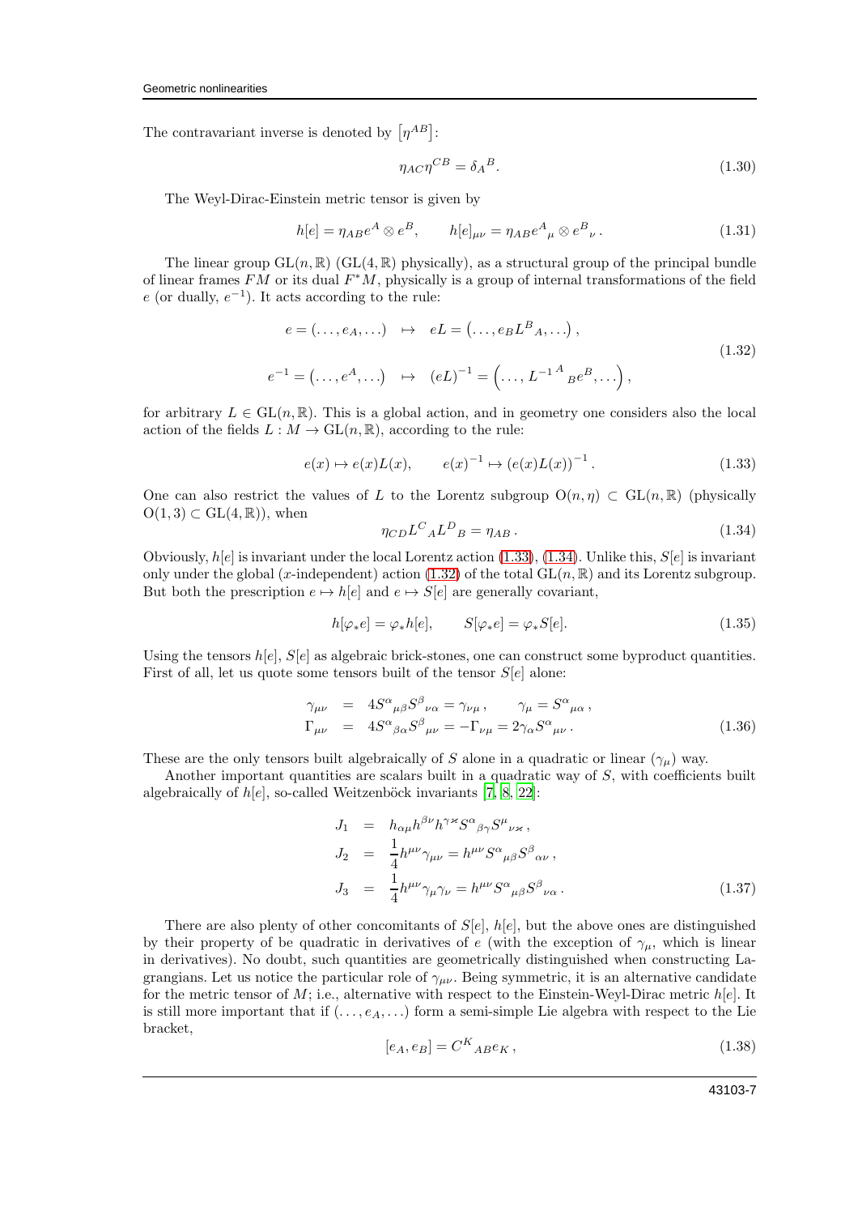The contravariant inverse is denoted by $\left[\eta^{AB}\right]$:

$$\eta_{AC}\eta^{CB} = \delta_A{}^B. \tag{1.30}$$

The Weyl-Dirac-Einstein metric tensor is given by

$$h[e] = \eta_{AB} e^A \otimes e^B, \qquad h[e]_{\mu\nu} = \eta_{AB} e^A{}_\mu \otimes e^B{}_\nu\,. \tag{1.31}$$

The linear group $\mathrm{GL}(n,\mathbb{R})$ ($\mathrm{GL}(4,\mathbb{R})$ physically), as a structural group of the principal bundle of linear frames $FM$ or its dual $F^*M$, physically is a group of internal transformations of the field $e$ (or dually, $e^{-1}$). It acts according to the rule:

$$\begin{aligned} e = (\ldots, e_A, \ldots) \quad &\mapsto \quad eL = \left(\ldots, e_B L^B{}_A, \ldots\right), \\ e^{-1} = \left(\ldots, e^A, \ldots\right) \quad &\mapsto \quad (eL)^{-1} = \left(\ldots, L^{-1\,A}{}_B e^B, \ldots\right), \end{aligned} \tag{1.32}$$

for arbitrary $L \in \mathrm{GL}(n,\mathbb{R})$. This is a global action, and in geometry one considers also the local action of the fields $L : M \to \mathrm{GL}(n,\mathbb{R})$, according to the rule:

$$e(x) \mapsto e(x)L(x), \qquad e(x)^{-1} \mapsto (e(x)L(x))^{-1}\,. \tag{1.33}$$

One can also restrict the values of $L$ to the Lorentz subgroup $\mathrm{O}(n,\eta) \subset \mathrm{GL}(n,\mathbb{R})$ (physically $\mathrm{O}(1,3) \subset \mathrm{GL}(4,\mathbb{R})$), when

$$\eta_{CD} L^C{}_A L^D{}_B = \eta_{AB}\,. \tag{1.34}$$

Obviously, $h[e]$ is invariant under the local Lorentz action (1.33), (1.34). Unlike this, $S[e]$ is invariant only under the global ($x$-independent) action (1.32) of the total $\mathrm{GL}(n,\mathbb{R})$ and its Lorentz subgroup. But both the prescription $e \mapsto h[e]$ and $e \mapsto S[e]$ are generally covariant,

$$h[\varphi_* e] = \varphi_* h[e], \qquad S[\varphi_* e] = \varphi_* S[e]. \tag{1.35}$$

Using the tensors $h[e]$, $S[e]$ as algebraic brick-stones, one can construct some byproduct quantities. First of all, let us quote some tensors built of the tensor $S[e]$ alone:

$$\begin{aligned} \gamma_{\mu\nu} &= 4S^\alpha{}_{\mu\beta} S^\beta{}_{\nu\alpha} = \gamma_{\nu\mu}\,, \qquad \gamma_\mu = S^\alpha{}_{\mu\alpha}\,, \\ \Gamma_{\mu\nu} &= 4S^\alpha{}_{\beta\alpha} S^\beta{}_{\mu\nu} = -\Gamma_{\nu\mu} = 2\gamma_\alpha S^\alpha{}_{\mu\nu}\,. \end{aligned} \tag{1.36}$$

These are the only tensors built algebraically of $S$ alone in a quadratic or linear ($\gamma_\mu$) way.

Another important quantities are scalars built in a quadratic way of $S$, with coefficients built algebraically of $h[e]$, so-called Weitzenböck invariants [7, 8, 22]:

$$\begin{aligned} J_1 &= h_{\alpha\mu} h^{\beta\nu} h^{\gamma\varkappa} S^\alpha{}_{\beta\gamma} S^\mu{}_{\nu\varkappa}\,, \\ J_2 &= \frac{1}{4} h^{\mu\nu}\gamma_{\mu\nu} = h^{\mu\nu} S^\alpha{}_{\mu\beta} S^\beta{}_{\alpha\nu}\,, \\ J_3 &= \frac{1}{4} h^{\mu\nu}\gamma_\mu\gamma_\nu = h^{\mu\nu} S^\alpha{}_{\mu\beta} S^\beta{}_{\nu\alpha}\,. \end{aligned} \tag{1.37}$$

There are also plenty of other concomitants of $S[e]$, $h[e]$, but the above ones are distinguished by their property of be quadratic in derivatives of $e$ (with the exception of $\gamma_\mu$, which is linear in derivatives). No doubt, such quantities are geometrically distinguished when constructing Lagrangians. Let us notice the particular role of $\gamma_{\mu\nu}$. Being symmetric, it is an alternative candidate for the metric tensor of $M$; i.e., alternative with respect to the Einstein-Weyl-Dirac metric $h[e]$. It is still more important that if $(\ldots, e_A, \ldots)$ form a semi-simple Lie algebra with respect to the Lie bracket,

$$[e_A, e_B] = C^K{}_{AB} e_K\,, \tag{1.38}$$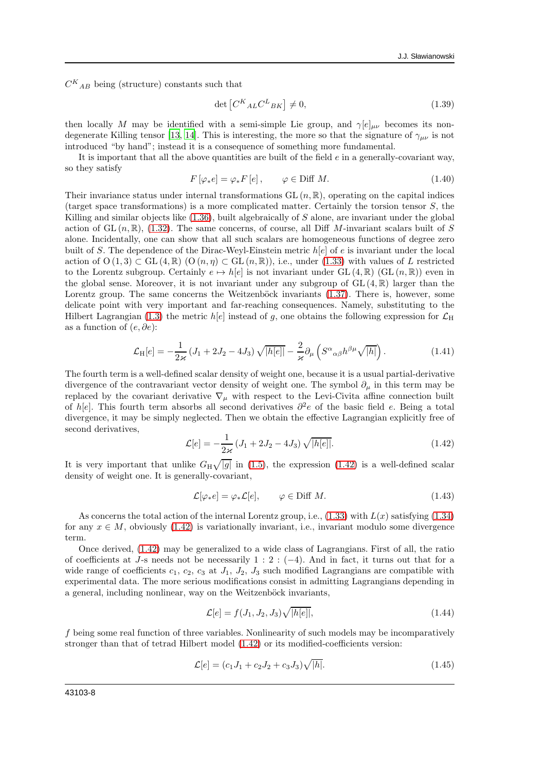$C^K{}_{AB}$ being (structure) constants such that

$$\det\left[C^K{}_{AL}C^L{}_{BK}\right] \neq 0, \tag{1.39}$$

then locally $M$ may be identified with a semi-simple Lie group, and $\gamma[e]_{\mu\nu}$ becomes its non-degenerate Killing tensor [13, 14]. This is interesting, the more so that the signature of $\gamma_{\mu\nu}$ is not introduced "by hand"; instead it is a consequence of something more fundamental.

It is important that all the above quantities are built of the field $e$ in a generally-covariant way, so they satisfy

$$F\left[\varphi_* e\right] = \varphi_* F\left[e\right], \qquad \varphi \in \text{Diff } M. \tag{1.40}$$

Their invariance status under internal transformations $\mathrm{GL}\left(n, \mathbb{R}\right)$, operating on the capital indices (target space transformations) is a more complicated matter. Certainly the torsion tensor $S$, the Killing and similar objects like (1.36), built algebraically of $S$ alone, are invariant under the global action of $\mathrm{GL}\left(n, \mathbb{R}\right)$, (1.32). The same concerns, of course, all Diff $M$-invariant scalars built of $S$ alone. Incidentally, one can show that all such scalars are homogeneous functions of degree zero built of $S$. The dependence of the Dirac-Weyl-Einstein metric $h[e]$ of $e$ is invariant under the local action of $\mathrm{O}\left(1, 3\right) \subset \mathrm{GL}\left(4, \mathbb{R}\right)$ ($\mathrm{O}\left(n, \eta\right) \subset \mathrm{GL}\left(n, \mathbb{R}\right)$), i.e., under (1.33) with values of $L$ restricted to the Lorentz subgroup. Certainly $e \mapsto h[e]$ is not invariant under $\mathrm{GL}\left(4, \mathbb{R}\right)$ ($\mathrm{GL}\left(n, \mathbb{R}\right)$) even in the global sense. Moreover, it is not invariant under any subgroup of $\mathrm{GL}\left(4, \mathbb{R}\right)$ larger than the Lorentz group. The same concerns the Weitzenböck invariants (1.37). There is, however, some delicate point with very important and far-reaching consequences. Namely, substituting to the Hilbert Lagrangian (1.3) the metric $h[e]$ instead of $g$, one obtains the following expression for $\mathcal{L}_{\mathrm{H}}$ as a function of $(e, \partial e)$:

$$\mathcal{L}_{\mathrm{H}}[e] = -\frac{1}{2\varkappa}\left(J_1 + 2J_2 - 4J_3\right)\sqrt{|h[e]|} - \frac{2}{\varkappa}\partial_\mu\left(S^\alpha{}_{\alpha\beta}h^{\beta\mu}\sqrt{|h|}\right). \tag{1.41}$$

The fourth term is a well-defined scalar density of weight one, because it is a usual partial-derivative divergence of the contravariant vector density of weight one. The symbol $\partial_\mu$ in this term may be replaced by the covariant derivative $\nabla_\mu$ with respect to the Levi-Civita affine connection built of $h[e]$. This fourth term absorbs all second derivatives $\partial^2 e$ of the basic field $e$. Being a total divergence, it may be simply neglected. Then we obtain the effective Lagrangian explicitly free of second derivatives,

$$\mathcal{L}[e] = -\frac{1}{2\varkappa}\left(J_1 + 2J_2 - 4J_3\right)\sqrt{|h[e]|}. \tag{1.42}$$

It is very important that unlike $G_{\mathrm{H}}\sqrt{|g|}$ in (1.5), the expression (1.42) is a well-defined scalar density of weight one. It is generally-covariant,

$$\mathcal{L}[\varphi_* e] = \varphi_* \mathcal{L}[e], \qquad \varphi \in \text{Diff } M. \tag{1.43}$$

As concerns the total action of the internal Lorentz group, i.e., (1.33) with $L(x)$ satisfying (1.34) for any $x \in M$, obviously (1.42) is variationally invariant, i.e., invariant modulo some divergence term.

Once derived, (1.42) may be generalized to a wide class of Lagrangians. First of all, the ratio of coefficients at $J$-s needs not be necessarily $1 : 2 : (-4)$. And in fact, it turns out that for a wide range of coefficients $c_1$, $c_2$, $c_3$ at $J_1$, $J_2$, $J_3$ such modified Lagrangians are compatible with experimental data. The more serious modifications consist in admitting Lagrangians depending in a general, including nonlinear, way on the Weitzenböck invariants,

$$\mathcal{L}[e] = f(J_1, J_2, J_3)\sqrt{|h[e]|}, \tag{1.44}$$

$f$ being some real function of three variables. Nonlinearity of such models may be incomparatively stronger than that of tetrad Hilbert model (1.42) or its modified-coefficients version:

$$\mathcal{L}[e] = (c_1 J_1 + c_2 J_2 + c_3 J_3)\sqrt{|h|}. \tag{1.45}$$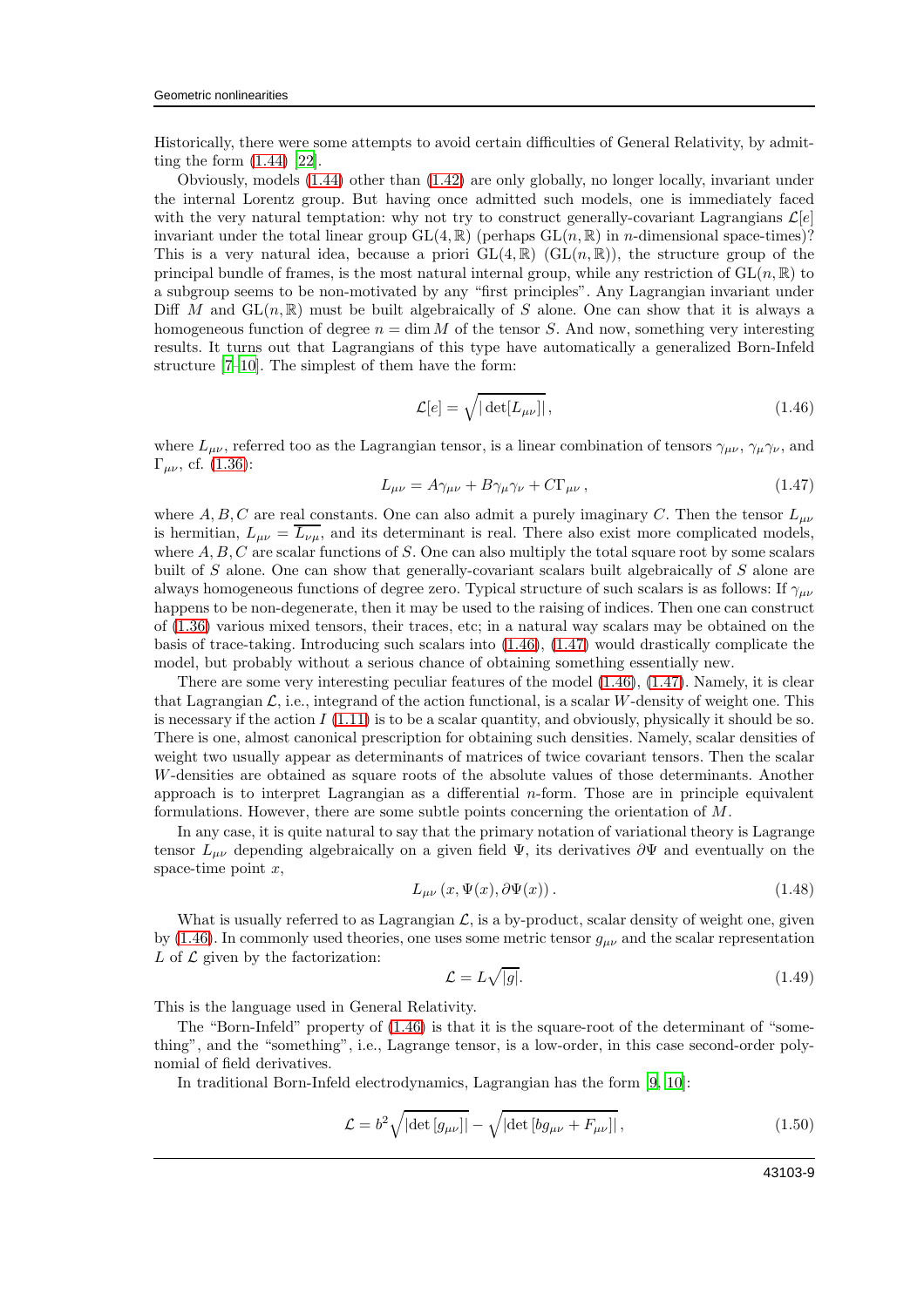Historically, there were some attempts to avoid certain difficulties of General Relativity, by admitting the form (1.44) [22].

Obviously, models (1.44) other than (1.42) are only globally, no longer locally, invariant under the internal Lorentz group. But having once admitted such models, one is immediately faced with the very natural temptation: why not try to construct generally-covariant Lagrangians $\mathcal{L}[e]$ invariant under the total linear group $\mathrm{GL}(4,\mathbb{R})$ (perhaps $\mathrm{GL}(n,\mathbb{R})$ in $n$-dimensional space-times)? This is a very natural idea, because a priori $\mathrm{GL}(4,\mathbb{R})$ ($\mathrm{GL}(n,\mathbb{R})$), the structure group of the principal bundle of frames, is the most natural internal group, while any restriction of $\mathrm{GL}(n,\mathbb{R})$ to a subgroup seems to be non-motivated by any "first principles". Any Lagrangian invariant under Diff $M$ and $\mathrm{GL}(n,\mathbb{R})$ must be built algebraically of $S$ alone. One can show that it is always a homogeneous function of degree $n = \dim M$ of the tensor $S$. And now, something very interesting results. It turns out that Lagrangians of this type have automatically a generalized Born-Infeld structure [7–10]. The simplest of them have the form:

$$\mathcal{L}[e] = \sqrt{|\det[L_{\mu\nu}]|}\,, \tag{1.46}$$

where $L_{\mu\nu}$, referred too as the Lagrangian tensor, is a linear combination of tensors $\gamma_{\mu\nu}$, $\gamma_\mu\gamma_\nu$, and $\Gamma_{\mu\nu}$, cf. (1.36):

$$L_{\mu\nu} = A\gamma_{\mu\nu} + B\gamma_\mu\gamma_\nu + C\Gamma_{\mu\nu}\,, \tag{1.47}$$

where $A, B, C$ are real constants. One can also admit a purely imaginary $C$. Then the tensor $L_{\mu\nu}$ is hermitian, $L_{\mu\nu} = \overline{L_{\nu\mu}}$, and its determinant is real. There also exist more complicated models, where $A, B, C$ are scalar functions of $S$. One can also multiply the total square root by some scalars built of $S$ alone. One can show that generally-covariant scalars built algebraically of $S$ alone are always homogeneous functions of degree zero. Typical structure of such scalars is as follows: If $\gamma_{\mu\nu}$ happens to be non-degenerate, then it may be used to the raising of indices. Then one can construct of (1.36) various mixed tensors, their traces, etc; in a natural way scalars may be obtained on the basis of trace-taking. Introducing such scalars into (1.46), (1.47) would drastically complicate the model, but probably without a serious chance of obtaining something essentially new.

There are some very interesting peculiar features of the model (1.46), (1.47). Namely, it is clear that Lagrangian $\mathcal{L}$, i.e., integrand of the action functional, is a scalar $W$-density of weight one. This is necessary if the action $I$ (1.11) is to be a scalar quantity, and obviously, physically it should be so. There is one, almost canonical prescription for obtaining such densities. Namely, scalar densities of weight two usually appear as determinants of matrices of twice covariant tensors. Then the scalar $W$-densities are obtained as square roots of the absolute values of those determinants. Another approach is to interpret Lagrangian as a differential $n$-form. Those are in principle equivalent formulations. However, there are some subtle points concerning the orientation of $M$.

In any case, it is quite natural to say that the primary notation of variational theory is Lagrange tensor $L_{\mu\nu}$ depending algebraically on a given field $\Psi$, its derivatives $\partial\Psi$ and eventually on the space-time point $x$,

$$L_{\mu\nu}\left(x, \Psi(x), \partial\Psi(x)\right). \tag{1.48}$$

What is usually referred to as Lagrangian $\mathcal{L}$, is a by-product, scalar density of weight one, given by (1.46). In commonly used theories, one uses some metric tensor $g_{\mu\nu}$ and the scalar representation $L$ of $\mathcal{L}$ given by the factorization:

$$\mathcal{L} = L\sqrt{|g|}. \tag{1.49}$$

This is the language used in General Relativity.

The "Born-Infeld" property of (1.46) is that it is the square-root of the determinant of "something", and the "something", i.e., Lagrange tensor, is a low-order, in this case second-order polynomial of field derivatives.

In traditional Born-Infeld electrodynamics, Lagrangian has the form [9, 10]:

$$\mathcal{L} = b^2\sqrt{|\det\left[g_{\mu\nu}\right]|} - \sqrt{|\det\left[bg_{\mu\nu} + F_{\mu\nu}\right]|}\,, \tag{1.50}$$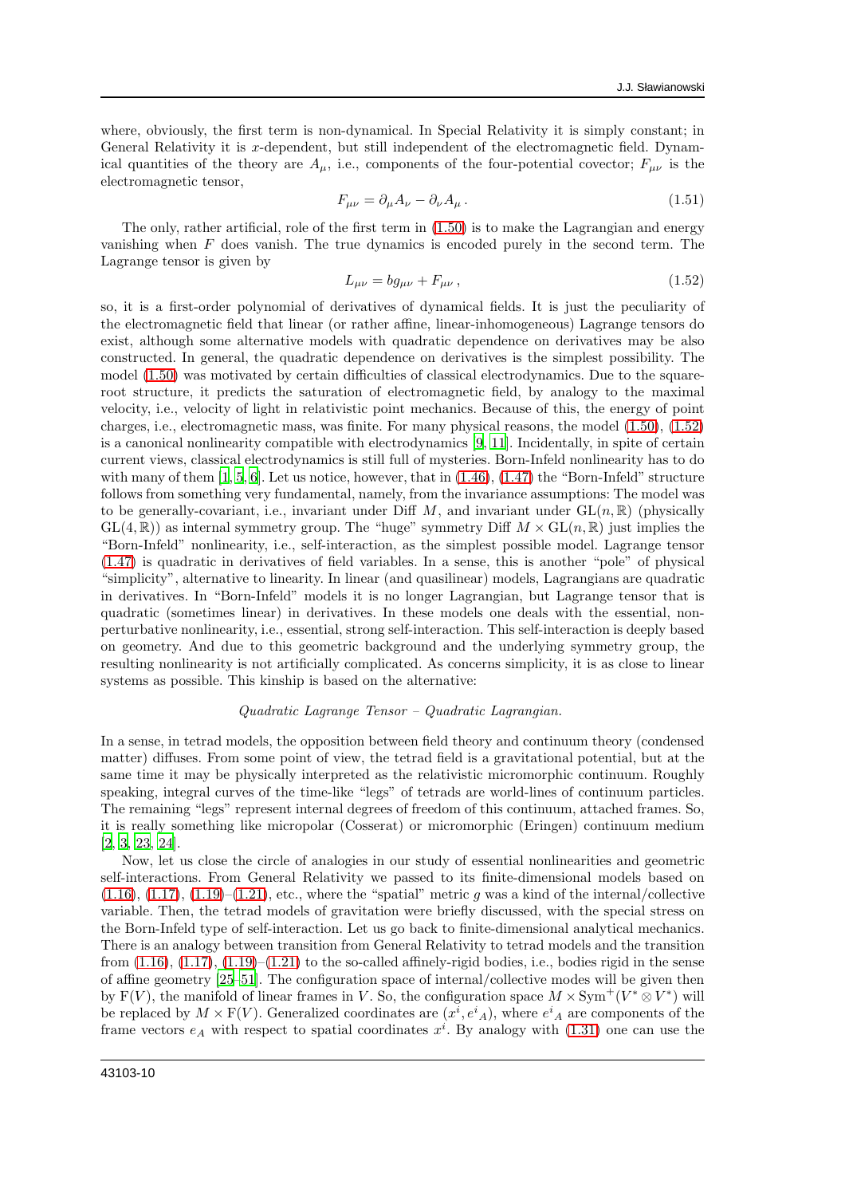where, obviously, the first term is non-dynamical. In Special Relativity it is simply constant; in General Relativity it is $x$-dependent, but still independent of the electromagnetic field. Dynamical quantities of the theory are $A_\mu$, i.e., components of the four-potential covector; $F_{\mu\nu}$ is the electromagnetic tensor,

$$F_{\mu\nu} = \partial_\mu A_\nu - \partial_\nu A_\mu \,. \tag{1.51}$$

The only, rather artificial, role of the first term in (1.50) is to make the Lagrangian and energy vanishing when $F$ does vanish. The true dynamics is encoded purely in the second term. The Lagrange tensor is given by

$$L_{\mu\nu} = b g_{\mu\nu} + F_{\mu\nu} \,, \tag{1.52}$$

so, it is a first-order polynomial of derivatives of dynamical fields. It is just the peculiarity of the electromagnetic field that linear (or rather affine, linear-inhomogeneous) Lagrange tensors do exist, although some alternative models with quadratic dependence on derivatives may be also constructed. In general, the quadratic dependence on derivatives is the simplest possibility. The model (1.50) was motivated by certain difficulties of classical electrodynamics. Due to the square-root structure, it predicts the saturation of electromagnetic field, by analogy to the maximal velocity, i.e., velocity of light in relativistic point mechanics. Because of this, the energy of point charges, i.e., electromagnetic mass, was finite. For many physical reasons, the model (1.50), (1.52) is a canonical nonlinearity compatible with electrodynamics [9, 11]. Incidentally, in spite of certain current views, classical electrodynamics is still full of mysteries. Born-Infeld nonlinearity has to do with many of them [1, 5, 6]. Let us notice, however, that in (1.46), (1.47) the "Born-Infeld" structure follows from something very fundamental, namely, from the invariance assumptions: The model was to be generally-covariant, i.e., invariant under Diff $M$, and invariant under $\mathrm{GL}(n,\mathbb{R})$ (physically $\mathrm{GL}(4,\mathbb{R})$) as internal symmetry group. The "huge" symmetry Diff $M \times \mathrm{GL}(n,\mathbb{R})$ just implies the "Born-Infeld" nonlinearity, i.e., self-interaction, as the simplest possible model. Lagrange tensor (1.47) is quadratic in derivatives of field variables. In a sense, this is another "pole" of physical "simplicity", alternative to linearity. In linear (and quasilinear) models, Lagrangians are quadratic in derivatives. In "Born-Infeld" models it is no longer Lagrangian, but Lagrange tensor that is quadratic (sometimes linear) in derivatives. In these models one deals with the essential, non-perturbative nonlinearity, i.e., essential, strong self-interaction. This self-interaction is deeply based on geometry. And due to this geometric background and the underlying symmetry group, the resulting nonlinearity is not artificially complicated. As concerns simplicity, it is as close to linear systems as possible. This kinship is based on the alternative:

*Quadratic Lagrange Tensor – Quadratic Lagrangian.*

In a sense, in tetrad models, the opposition between field theory and continuum theory (condensed matter) diffuses. From some point of view, the tetrad field is a gravitational potential, but at the same time it may be physically interpreted as the relativistic micromorphic continuum. Roughly speaking, integral curves of the time-like "legs" of tetrads are world-lines of continuum particles. The remaining "legs" represent internal degrees of freedom of this continuum, attached frames. So, it is really something like micropolar (Cosserat) or micromorphic (Eringen) continuum medium [2, 3, 23, 24].

Now, let us close the circle of analogies in our study of essential nonlinearities and geometric self-interactions. From General Relativity we passed to its finite-dimensional models based on (1.16), (1.17), (1.19)–(1.21), etc., where the "spatial" metric $g$ was a kind of the internal/collective variable. Then, the tetrad models of gravitation were briefly discussed, with the special stress on the Born-Infeld type of self-interaction. Let us go back to finite-dimensional analytical mechanics. There is an analogy between transition from General Relativity to tetrad models and the transition from (1.16), (1.17), (1.19)–(1.21) to the so-called affinely-rigid bodies, i.e., bodies rigid in the sense of affine geometry [25–51]. The configuration space of internal/collective modes will be given then by $\mathrm{F}(V)$, the manifold of linear frames in $V$. So, the configuration space $M \times \mathrm{Sym}^{+}(V^{*} \otimes V^{*})$ will be replaced by $M \times \mathrm{F}(V)$. Generalized coordinates are $(x^i, e^i{}_A)$, where $e^i{}_A$ are components of the frame vectors $e_A$ with respect to spatial coordinates $x^i$. By analogy with (1.31) one can use the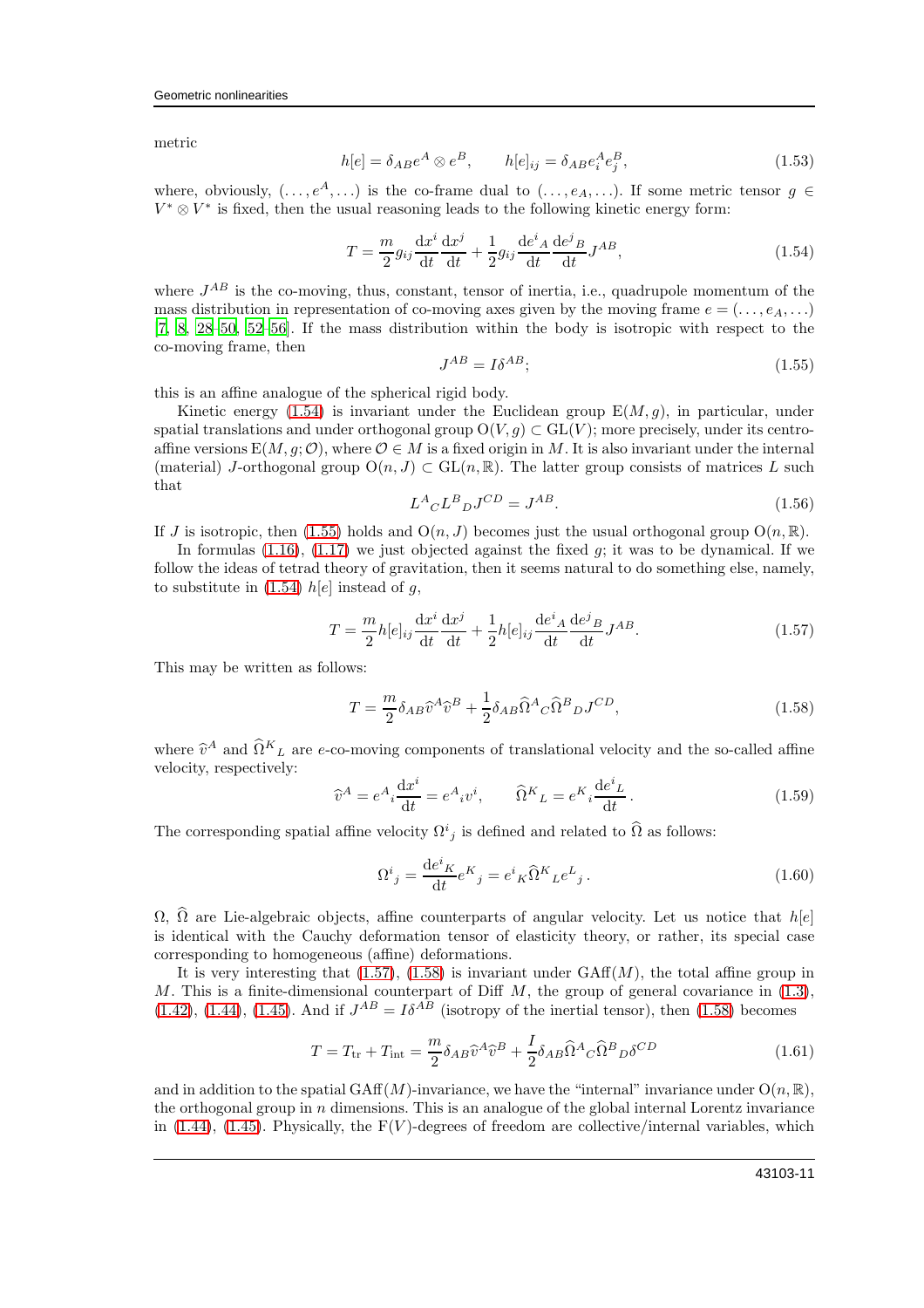metric

$$h[e] = \delta_{AB} e^A \otimes e^B, \qquad h[e]_{ij} = \delta_{AB} e^A_i e^B_j, \tag{1.53}$$

where, obviously, $(\ldots, e^A, \ldots)$ is the co-frame dual to $(\ldots, e_A, \ldots)$. If some metric tensor $g \in V^* \otimes V^*$ is fixed, then the usual reasoning leads to the following kinetic energy form:

$$T = \frac{m}{2} g_{ij} \frac{\mathrm{d}x^i}{\mathrm{d}t} \frac{\mathrm{d}x^j}{\mathrm{d}t} + \frac{1}{2} g_{ij} \frac{\mathrm{d}e^i{}_A}{\mathrm{d}t} \frac{\mathrm{d}e^j{}_B}{\mathrm{d}t} J^{AB}, \tag{1.54}$$

where $J^{AB}$ is the co-moving, thus, constant, tensor of inertia, i.e., quadrupole momentum of the mass distribution in representation of co-moving axes given by the moving frame $e = (\ldots, e_A, \ldots)$ [7, 8, 28–50, 52–56]. If the mass distribution within the body is isotropic with respect to the co-moving frame, then

$$J^{AB} = I \delta^{AB}; \tag{1.55}$$

this is an affine analogue of the spherical rigid body.

Kinetic energy (1.54) is invariant under the Euclidean group $\mathrm{E}(M, g)$, in particular, under spatial translations and under orthogonal group $\mathrm{O}(V, g) \subset \mathrm{GL}(V)$; more precisely, under its centro-affine versions $\mathrm{E}(M, g; \mathcal{O})$, where $\mathcal{O} \in M$ is a fixed origin in $M$. It is also invariant under the internal (material) $J$-orthogonal group $\mathrm{O}(n, J) \subset \mathrm{GL}(n, \mathbb{R})$. The latter group consists of matrices $L$ such that

$$L^A{}_C L^B{}_D J^{CD} = J^{AB}. \tag{1.56}$$

If $J$ is isotropic, then (1.55) holds and $\mathrm{O}(n, J)$ becomes just the usual orthogonal group $\mathrm{O}(n, \mathbb{R})$.

In formulas (1.16), (1.17) we just objected against the fixed $g$; it was to be dynamical. If we follow the ideas of tetrad theory of gravitation, then it seems natural to do something else, namely, to substitute in (1.54) $h[e]$ instead of $g$,

$$T = \frac{m}{2} h[e]_{ij} \frac{\mathrm{d}x^i}{\mathrm{d}t} \frac{\mathrm{d}x^j}{\mathrm{d}t} + \frac{1}{2} h[e]_{ij} \frac{\mathrm{d}e^i{}_A}{\mathrm{d}t} \frac{\mathrm{d}e^j{}_B}{\mathrm{d}t} J^{AB}. \tag{1.57}$$

This may be written as follows:

$$T = \frac{m}{2} \delta_{AB} \widehat{v}^A \widehat{v}^B + \frac{1}{2} \delta_{AB} \widehat{\Omega}^A{}_C \widehat{\Omega}^B{}_D J^{CD}, \tag{1.58}$$

where $\widehat{v}^A$ and $\widehat{\Omega}^K{}_L$ are $e$-co-moving components of translational velocity and the so-called affine velocity, respectively:

$$\widehat{v}^A = e^A{}_i \frac{\mathrm{d}x^i}{\mathrm{d}t} = e^A{}_i v^i, \qquad \widehat{\Omega}^K{}_L = e^K{}_i \frac{\mathrm{d}e^i{}_L}{\mathrm{d}t}. \tag{1.59}$$

The corresponding spatial affine velocity $\Omega^i{}_j$ is defined and related to $\widehat{\Omega}$ as follows:

$$\Omega^i{}_j = \frac{\mathrm{d}e^i{}_K}{\mathrm{d}t} e^K{}_j = e^i{}_K \widehat{\Omega}^K{}_L e^L{}_j. \tag{1.60}$$

$\Omega$, $\widehat{\Omega}$ are Lie-algebraic objects, affine counterparts of angular velocity. Let us notice that $h[e]$ is identical with the Cauchy deformation tensor of elasticity theory, or rather, its special case corresponding to homogeneous (affine) deformations.

It is very interesting that (1.57), (1.58) is invariant under $\mathrm{GAff}(M)$, the total affine group in $M$. This is a finite-dimensional counterpart of $\mathrm{Diff}\, M$, the group of general covariance in (1.3), (1.42), (1.44), (1.45). And if $J^{AB} = I\delta^{AB}$ (isotropy of the inertial tensor), then (1.58) becomes

$$T = T_{\mathrm{tr}} + T_{\mathrm{int}} = \frac{m}{2} \delta_{AB} \widehat{v}^A \widehat{v}^B + \frac{I}{2} \delta_{AB} \widehat{\Omega}^A{}_C \widehat{\Omega}^B{}_D \delta^{CD} \tag{1.61}$$

and in addition to the spatial $\mathrm{GAff}(M)$-invariance, we have the "internal" invariance under $\mathrm{O}(n, \mathbb{R})$, the orthogonal group in $n$ dimensions. This is an analogue of the global internal Lorentz invariance in (1.44), (1.45). Physically, the $\mathrm{F}(V)$-degrees of freedom are collective/internal variables, which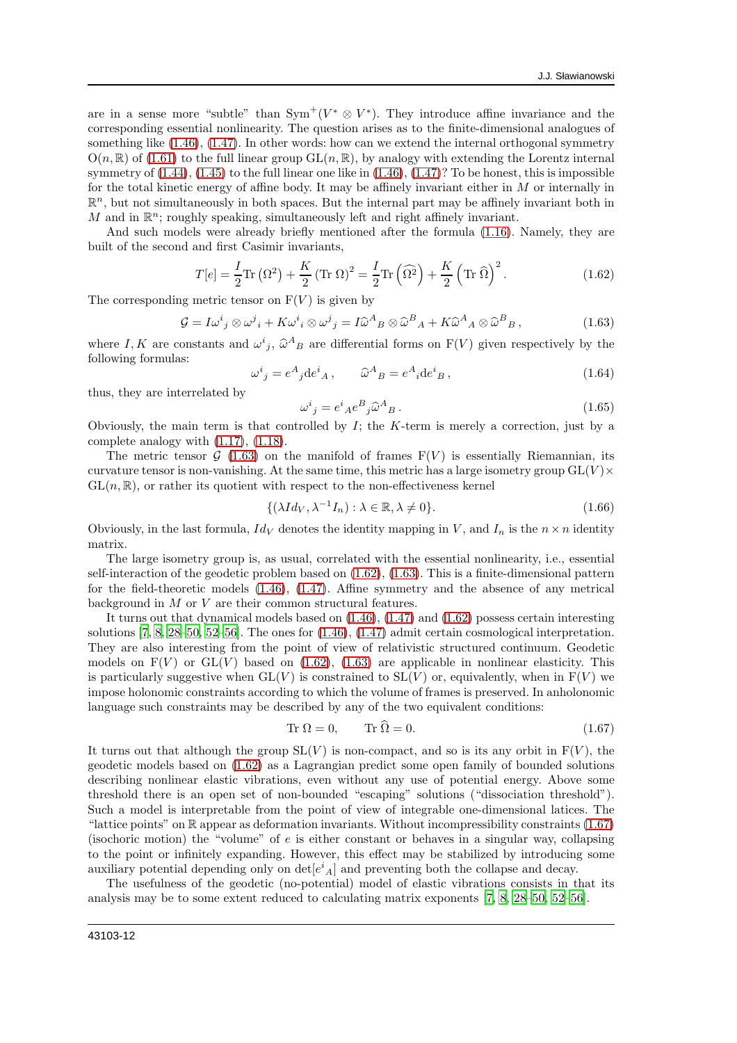are in a sense more "subtle" than $\mathrm{Sym}^{+}(V^{*} \otimes V^{*})$. They introduce affine invariance and the corresponding essential nonlinearity. The question arises as to the finite-dimensional analogues of something like (1.46), (1.47). In other words: how can we extend the internal orthogonal symmetry $\mathrm{O}(n, \mathbb{R})$ of (1.61) to the full linear group $\mathrm{GL}(n, \mathbb{R})$, by analogy with extending the Lorentz internal symmetry of (1.44), (1.45) to the full linear one like in (1.46), (1.47)? To be honest, this is impossible for the total kinetic energy of affine body. It may be affinely invariant either in $M$ or internally in $\mathbb{R}^{n}$, but not simultaneously in both spaces. But the internal part may be affinely invariant both in $M$ and in $\mathbb{R}^{n}$; roughly speaking, simultaneously left and right affinely invariant.

And such models were already briefly mentioned after the formula (1.16). Namely, they are built of the second and first Casimir invariants,

$$T[e] = \frac{I}{2}\mathrm{Tr}\left(\Omega^{2}\right) + \frac{K}{2}\left(\mathrm{Tr}\ \Omega\right)^{2} = \frac{I}{2}\mathrm{Tr}\left(\widehat{\Omega}^{2}\right) + \frac{K}{2}\left(\mathrm{Tr}\ \widehat{\Omega}\right)^{2}. \tag{1.62}$$

The corresponding metric tensor on $\mathrm{F}(V)$ is given by

$$\mathcal{G} = I\omega^{i}{}_{j} \otimes \omega^{j}{}_{i} + K\omega^{i}{}_{i} \otimes \omega^{j}{}_{j} = I\widehat{\omega}^{A}{}_{B} \otimes \widehat{\omega}^{B}{}_{A} + K\widehat{\omega}^{A}{}_{A} \otimes \widehat{\omega}^{B}{}_{B}\,, \tag{1.63}$$

where $I, K$ are constants and $\omega^{i}{}_{j}$, $\widehat{\omega}^{A}{}_{B}$ are differential forms on $\mathrm{F}(V)$ given respectively by the following formulas:

$$\omega^{i}{}_{j} = e^{A}{}_{j}\mathrm{d}e^{i}{}_{A}\,, \qquad \widehat{\omega}^{A}{}_{B} = e^{A}{}_{i}\mathrm{d}e^{i}{}_{B}\,, \tag{1.64}$$

thus, they are interrelated by

$$\omega^{i}{}_{j} = e^{i}{}_{A}e^{B}{}_{j}\widehat{\omega}^{A}{}_{B}\,. \tag{1.65}$$

Obviously, the main term is that controlled by $I$; the $K$-term is merely a correction, just by a complete analogy with (1.17), (1.18).

The metric tensor $\mathcal{G}$ (1.63) on the manifold of frames $\mathrm{F}(V)$ is essentially Riemannian, its curvature tensor is non-vanishing. At the same time, this metric has a large isometry group $\mathrm{GL}(V) \times \mathrm{GL}(n, \mathbb{R})$, or rather its quotient with respect to the non-effectiveness kernel

$$\{(\lambda Id_{V}, \lambda^{-1}I_{n}) : \lambda \in \mathbb{R}, \lambda \neq 0\}. \tag{1.66}$$

Obviously, in the last formula, $Id_{V}$ denotes the identity mapping in $V$, and $I_{n}$ is the $n \times n$ identity matrix.

The large isometry group is, as usual, correlated with the essential nonlinearity, i.e., essential self-interaction of the geodetic problem based on (1.62), (1.63). This is a finite-dimensional pattern for the field-theoretic models (1.46), (1.47). Affine symmetry and the absence of any metrical background in $M$ or $V$ are their common structural features.

It turns out that dynamical models based on (1.46), (1.47) and (1.62) possess certain interesting solutions [7, 8, 28–50, 52–56]. The ones for (1.46), (1.47) admit certain cosmological interpretation. They are also interesting from the point of view of relativistic structured continuum. Geodetic models on $\mathrm{F}(V)$ or $\mathrm{GL}(V)$ based on (1.62), (1.63) are applicable in nonlinear elasticity. This is particularly suggestive when $\mathrm{GL}(V)$ is constrained to $\mathrm{SL}(V)$ or, equivalently, when in $\mathrm{F}(V)$ we impose holonomic constraints according to which the volume of frames is preserved. In anholonomic language such constraints may be described by any of the two equivalent conditions:

$$\mathrm{Tr}\ \Omega = 0, \qquad \mathrm{Tr}\ \widehat{\Omega} = 0. \tag{1.67}$$

It turns out that although the group $\mathrm{SL}(V)$ is non-compact, and so is its any orbit in $\mathrm{F}(V)$, the geodetic models based on (1.62) as a Lagrangian predict some open family of bounded solutions describing nonlinear elastic vibrations, even without any use of potential energy. Above some threshold there is an open set of non-bounded "escaping" solutions ("dissociation threshold"). Such a model is interpretable from the point of view of integrable one-dimensional latices. The "lattice points" on $\mathbb{R}$ appear as deformation invariants. Without incompressibility constraints (1.67) (isochoric motion) the "volume" of $e$ is either constant or behaves in a singular way, collapsing to the point or infinitely expanding. However, this effect may be stabilized by introducing some auxiliary potential depending only on $\det[e^{i}{}_{A}]$ and preventing both the collapse and decay.

The usefulness of the geodetic (no-potential) model of elastic vibrations consists in that its analysis may be to some extent reduced to calculating matrix exponents [7, 8, 28–50, 52–56].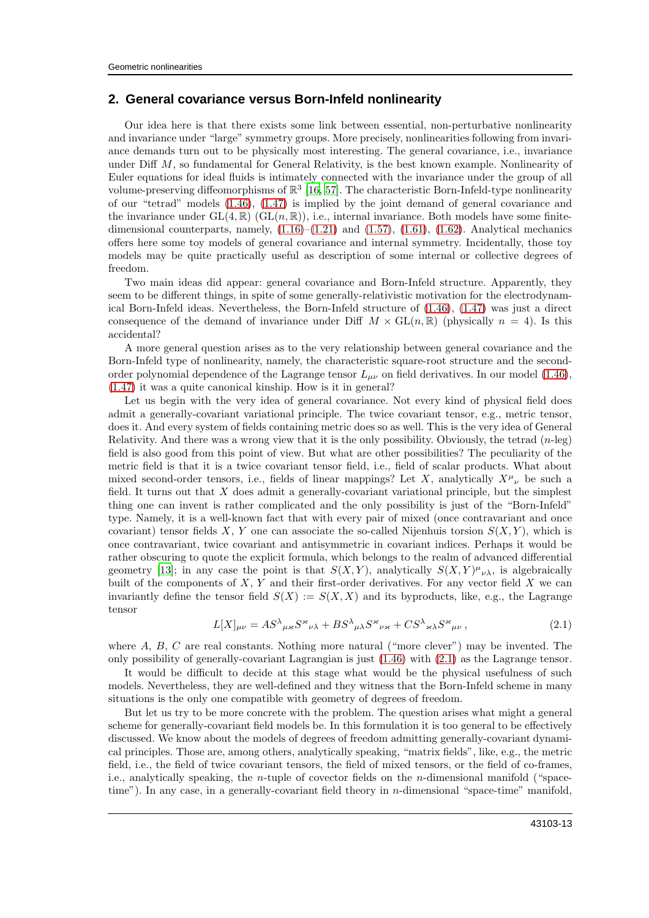## 2. General covariance versus Born-Infeld nonlinearity

Our idea here is that there exists some link between essential, non-perturbative nonlinearity and invariance under "large" symmetry groups. More precisely, nonlinearities following from invariance demands turn out to be physically most interesting. The general covariance, i.e., invariance under Diff $M$, so fundamental for General Relativity, is the best known example. Nonlinearity of Euler equations for ideal fluids is intimately connected with the invariance under the group of all volume-preserving diffeomorphisms of $\mathbb{R}^3$ [16, 57]. The characteristic Born-Infeld-type nonlinearity of our "tetrad" models (1.46), (1.47) is implied by the joint demand of general covariance and the invariance under $\mathrm{GL}(4,\mathbb{R})$ ($\mathrm{GL}(n,\mathbb{R})$), i.e., internal invariance. Both models have some finite-dimensional counterparts, namely, (1.16)–(1.21) and (1.57), (1.61), (1.62). Analytical mechanics offers here some toy models of general covariance and internal symmetry. Incidentally, those toy models may be quite practically useful as description of some internal or collective degrees of freedom.

Two main ideas did appear: general covariance and Born-Infeld structure. Apparently, they seem to be different things, in spite of some generally-relativistic motivation for the electrodynamical Born-Infeld ideas. Nevertheless, the Born-Infeld structure of (1.46), (1.47) was just a direct consequence of the demand of invariance under Diff $M \times \mathrm{GL}(n,\mathbb{R})$ (physically $n = 4$). Is this accidental?

A more general question arises as to the very relationship between general covariance and the Born-Infeld type of nonlinearity, namely, the characteristic square-root structure and the second-order polynomial dependence of the Lagrange tensor $L_{\mu\nu}$ on field derivatives. In our model (1.46), (1.47) it was a quite canonical kinship. How is it in general?

Let us begin with the very idea of general covariance. Not every kind of physical field does admit a generally-covariant variational principle. The twice covariant tensor, e.g., metric tensor, does it. And every system of fields containing metric does so as well. This is the very idea of General Relativity. And there was a wrong view that it is the only possibility. Obviously, the tetrad ($n$-leg) field is also good from this point of view. But what are other possibilities? The peculiarity of the metric field is that it is a twice covariant tensor field, i.e., field of scalar products. What about mixed second-order tensors, i.e., fields of linear mappings? Let $X$, analytically $X^{\mu}{}_{\nu}$ be such a field. It turns out that $X$ does admit a generally-covariant variational principle, but the simplest thing one can invent is rather complicated and the only possibility is just of the "Born-Infeld" type. Namely, it is a well-known fact that with every pair of mixed (once contravariant and once covariant) tensor fields $X$, $Y$ one can associate the so-called Nijenhuis torsion $S(X,Y)$, which is once contravariant, twice covariant and antisymmetric in covariant indices. Perhaps it would be rather obscuring to quote the explicit formula, which belongs to the realm of advanced differential geometry [13]; in any case the point is that $S(X,Y)$, analytically $S(X,Y)^{\mu}{}_{\nu\lambda}$, is algebraically built of the components of $X$, $Y$ and their first-order derivatives. For any vector field $X$ we can invariantly define the tensor field $S(X) := S(X,X)$ and its byproducts, like, e.g., the Lagrange tensor

$$L[X]_{\mu\nu} = AS^{\lambda}{}_{\mu\varkappa}S^{\varkappa}{}_{\nu\lambda} + BS^{\lambda}{}_{\mu\lambda}S^{\varkappa}{}_{\nu\varkappa} + CS^{\lambda}{}_{\varkappa\lambda}S^{\varkappa}{}_{\mu\nu}\,, \tag{2.1}$$

where $A$, $B$, $C$ are real constants. Nothing more natural ("more clever") may be invented. The only possibility of generally-covariant Lagrangian is just (1.46) with (2.1) as the Lagrange tensor.

It would be difficult to decide at this stage what would be the physical usefulness of such models. Nevertheless, they are well-defined and they witness that the Born-Infeld scheme in many situations is the only one compatible with geometry of degrees of freedom.

But let us try to be more concrete with the problem. The question arises what might a general scheme for generally-covariant field models be. In this formulation it is too general to be effectively discussed. We know about the models of degrees of freedom admitting generally-covariant dynamical principles. Those are, among others, analytically speaking, "matrix fields", like, e.g., the metric field, i.e., the field of twice covariant tensors, the field of mixed tensors, or the field of co-frames, i.e., analytically speaking, the $n$-tuple of covector fields on the $n$-dimensional manifold ("space-time"). In any case, in a generally-covariant field theory in $n$-dimensional "space-time" manifold,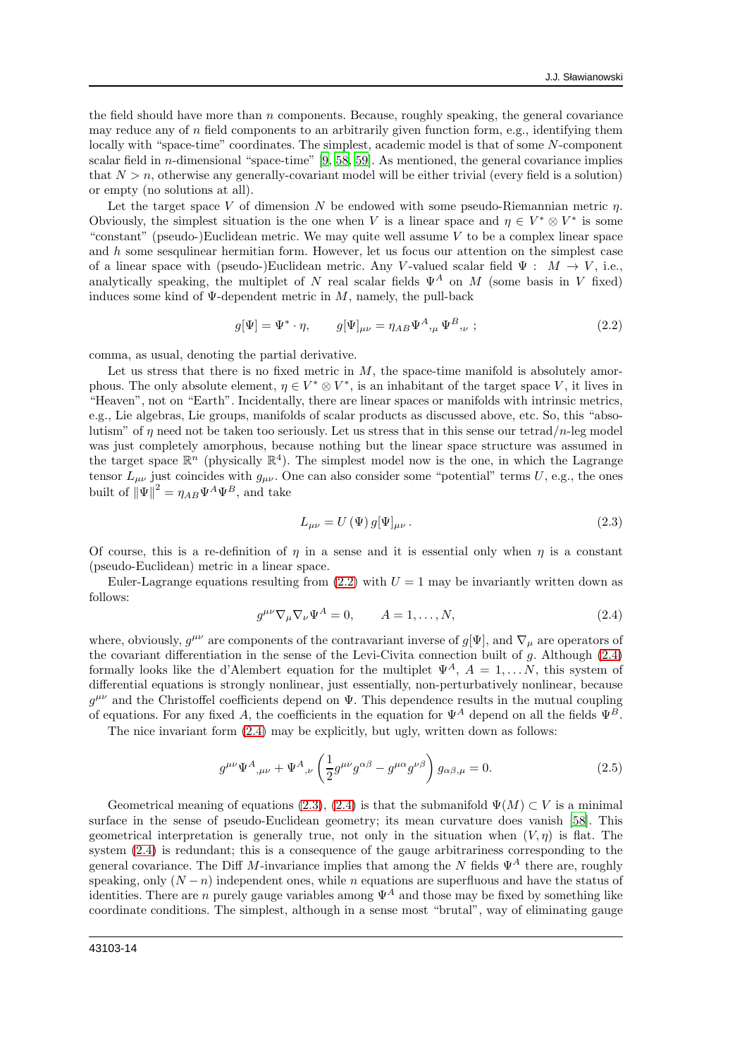the field should have more than $n$ components. Because, roughly speaking, the general covariance may reduce any of $n$ field components to an arbitrarily given function form, e.g., identifying them locally with "space-time" coordinates. The simplest, academic model is that of some $N$-component scalar field in $n$-dimensional "space-time" [9, 58, 59]. As mentioned, the general covariance implies that $N > n$, otherwise any generally-covariant model will be either trivial (every field is a solution) or empty (no solutions at all).

Let the target space $V$ of dimension $N$ be endowed with some pseudo-Riemannian metric $\eta$. Obviously, the simplest situation is the one when $V$ is a linear space and $\eta \in V^* \otimes V^*$ is some "constant" (pseudo-)Euclidean metric. We may quite well assume $V$ to be a complex linear space and $h$ some sesqulinear hermitian form. However, let us focus our attention on the simplest case of a linear space with (pseudo-)Euclidean metric. Any $V$-valued scalar field $\Psi: \ M \to V$, i.e., analytically speaking, the multiplet of $N$ real scalar fields $\Psi^A$ on $M$ (some basis in $V$ fixed) induces some kind of $\Psi$-dependent metric in $M$, namely, the pull-back

$$g[\Psi] = \Psi^* \cdot \eta, \qquad g[\Psi]_{\mu\nu} = \eta_{AB} \Psi^A{}_{,\mu} \Psi^B{}_{,\nu} \; ; \tag{2.2}$$

comma, as usual, denoting the partial derivative.

Let us stress that there is no fixed metric in $M$, the space-time manifold is absolutely amorphous. The only absolute element, $\eta \in V^* \otimes V^*$, is an inhabitant of the target space $V$, it lives in "Heaven", not on "Earth". Incidentally, there are linear spaces or manifolds with intrinsic metrics, e.g., Lie algebras, Lie groups, manifolds of scalar products as discussed above, etc. So, this "absolutism" of $\eta$ need not be taken too seriously. Let us stress that in this sense our tetrad/$n$-leg model was just completely amorphous, because nothing but the linear space structure was assumed in the target space $\mathbb{R}^n$ (physically $\mathbb{R}^4$). The simplest model now is the one, in which the Lagrange tensor $L_{\mu\nu}$ just coincides with $g_{\mu\nu}$. One can also consider some "potential" terms $U$, e.g., the ones built of $\|\Psi\|^2 = \eta_{AB} \Psi^A \Psi^B$, and take

$$L_{\mu\nu} = U\left(\Psi\right) g[\Psi]_{\mu\nu} \,. \tag{2.3}$$

Of course, this is a re-definition of $\eta$ in a sense and it is essential only when $\eta$ is a constant (pseudo-Euclidean) metric in a linear space.

Euler-Lagrange equations resulting from (2.2) with $U = 1$ may be invariantly written down as follows:

$$g^{\mu\nu} \nabla_\mu \nabla_\nu \Psi^A = 0, \qquad A = 1, \ldots, N, \tag{2.4}$$

where, obviously, $g^{\mu\nu}$ are components of the contravariant inverse of $g[\Psi]$, and $\nabla_\mu$ are operators of the covariant differentiation in the sense of the Levi-Civita connection built of $g$. Although (2.4) formally looks like the d'Alembert equation for the multiplet $\Psi^A$, $A = 1, \ldots N$, this system of differential equations is strongly nonlinear, just essentially, non-perturbatively nonlinear, because $g^{\mu\nu}$ and the Christoffel coefficients depend on $\Psi$. This dependence results in the mutual coupling of equations. For any fixed $A$, the coefficients in the equation for $\Psi^A$ depend on all the fields $\Psi^B$.

The nice invariant form (2.4) may be explicitly, but ugly, written down as follows:

$$g^{\mu\nu} \Psi^A{}_{,\mu\nu} + \Psi^A{}_{,\nu} \left( \frac{1}{2} g^{\mu\nu} g^{\alpha\beta} - g^{\mu\alpha} g^{\nu\beta} \right) g_{\alpha\beta,\mu} = 0. \tag{2.5}$$

Geometrical meaning of equations (2.3), (2.4) is that the submanifold $\Psi(M) \subset V$ is a minimal surface in the sense of pseudo-Euclidean geometry; its mean curvature does vanish [58]. This geometrical interpretation is generally true, not only in the situation when $(V, \eta)$ is flat. The system (2.4) is redundant; this is a consequence of the gauge arbitrariness corresponding to the general covariance. The Diff $M$-invariance implies that among the $N$ fields $\Psi^A$ there are, roughly speaking, only $(N - n)$ independent ones, while $n$ equations are superfluous and have the status of identities. There are $n$ purely gauge variables among $\Psi^A$ and those may be fixed by something like coordinate conditions. The simplest, although in a sense most "brutal", way of eliminating gauge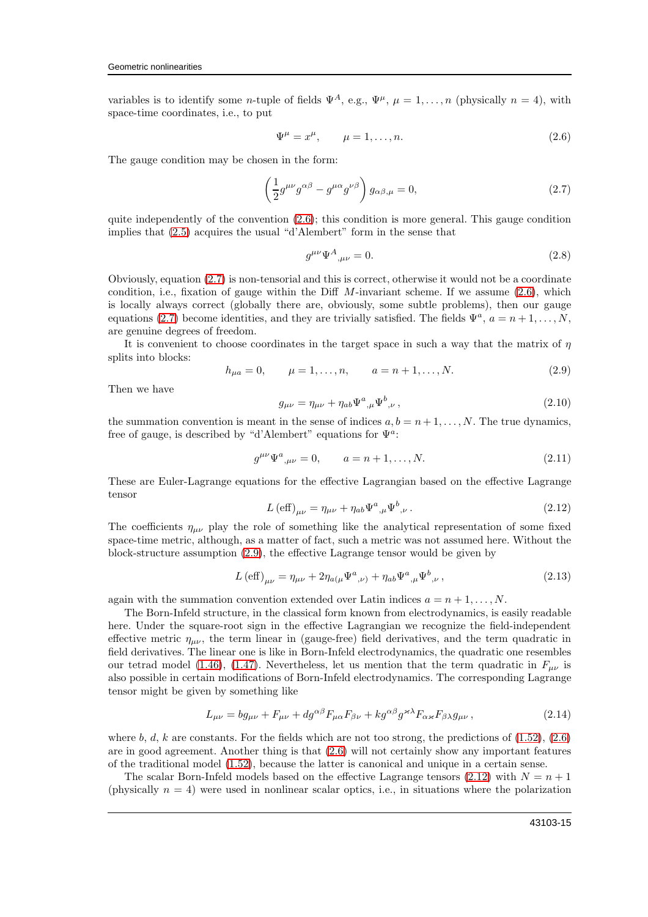variables is to identify some $n$-tuple of fields $\Psi^A$, e.g., $\Psi^\mu$, $\mu = 1, \ldots, n$ (physically $n = 4$), with space-time coordinates, i.e., to put

$$\Psi^\mu = x^\mu, \qquad \mu = 1, \ldots, n. \tag{2.6}$$

The gauge condition may be chosen in the form:

$$\left(\frac{1}{2} g^{\mu\nu} g^{\alpha\beta} - g^{\mu\alpha} g^{\nu\beta}\right) g_{\alpha\beta,\mu} = 0, \tag{2.7}$$

quite independently of the convention (2.6); this condition is more general. This gauge condition implies that (2.5) acquires the usual "d'Alembert" form in the sense that

$$g^{\mu\nu} \Psi^A{}_{,\mu\nu} = 0. \tag{2.8}$$

Obviously, equation (2.7) is non-tensorial and this is correct, otherwise it would not be a coordinate condition, i.e., fixation of gauge within the Diff $M$-invariant scheme. If we assume (2.6), which is locally always correct (globally there are, obviously, some subtle problems), then our gauge equations (2.7) become identities, and they are trivially satisfied. The fields $\Psi^a$, $a = n+1, \ldots, N$, are genuine degrees of freedom.

It is convenient to choose coordinates in the target space in such a way that the matrix of $\eta$ splits into blocks:

$$h_{\mu a} = 0, \qquad \mu = 1, \ldots, n, \qquad a = n+1, \ldots, N. \tag{2.9}$$

Then we have

$$g_{\mu\nu} = \eta_{\mu\nu} + \eta_{ab} \Psi^a{}_{,\mu} \Psi^b{}_{,\nu}\,, \tag{2.10}$$

the summation convention is meant in the sense of indices $a, b = n+1, \ldots, N$. The true dynamics, free of gauge, is described by "d'Alembert" equations for $\Psi^a$:

$$g^{\mu\nu} \Psi^a{}_{,\mu\nu} = 0, \qquad a = n+1, \ldots, N. \tag{2.11}$$

These are Euler-Lagrange equations for the effective Lagrangian based on the effective Lagrange tensor

$$L\,(\mathrm{eff})_{\mu\nu} = \eta_{\mu\nu} + \eta_{ab} \Psi^a{}_{,\mu} \Psi^b{}_{,\nu}\,. \tag{2.12}$$

The coefficients $\eta_{\mu\nu}$ play the role of something like the analytical representation of some fixed space-time metric, although, as a matter of fact, such a metric was not assumed here. Without the block-structure assumption (2.9), the effective Lagrange tensor would be given by

$$L\,(\mathrm{eff})_{\mu\nu} = \eta_{\mu\nu} + 2\eta_{a(\mu} \Psi^a{}_{,\nu)} + \eta_{ab} \Psi^a{}_{,\mu} \Psi^b{}_{,\nu}\,, \tag{2.13}$$

again with the summation convention extended over Latin indices $a = n+1, \ldots, N$.

The Born-Infeld structure, in the classical form known from electrodynamics, is easily readable here. Under the square-root sign in the effective Lagrangian we recognize the field-independent effective metric $\eta_{\mu\nu}$, the term linear in (gauge-free) field derivatives, and the term quadratic in field derivatives. The linear one is like in Born-Infeld electrodynamics, the quadratic one resembles our tetrad model (1.46), (1.47). Nevertheless, let us mention that the term quadratic in $F_{\mu\nu}$ is also possible in certain modifications of Born-Infeld electrodynamics. The corresponding Lagrange tensor might be given by something like

$$L_{\mu\nu} = b g_{\mu\nu} + F_{\mu\nu} + d g^{\alpha\beta} F_{\mu\alpha} F_{\beta\nu} + k g^{\alpha\beta} g^{\varkappa\lambda} F_{\alpha\varkappa} F_{\beta\lambda} g_{\mu\nu}\,, \tag{2.14}$$

where $b$, $d$, $k$ are constants. For the fields which are not too strong, the predictions of (1.52), (2.6) are in good agreement. Another thing is that (2.6) will not certainly show any important features of the traditional model (1.52), because the latter is canonical and unique in a certain sense.

The scalar Born-Infeld models based on the effective Lagrange tensors (2.12) with $N = n+1$ (physically $n = 4$) were used in nonlinear scalar optics, i.e., in situations where the polarization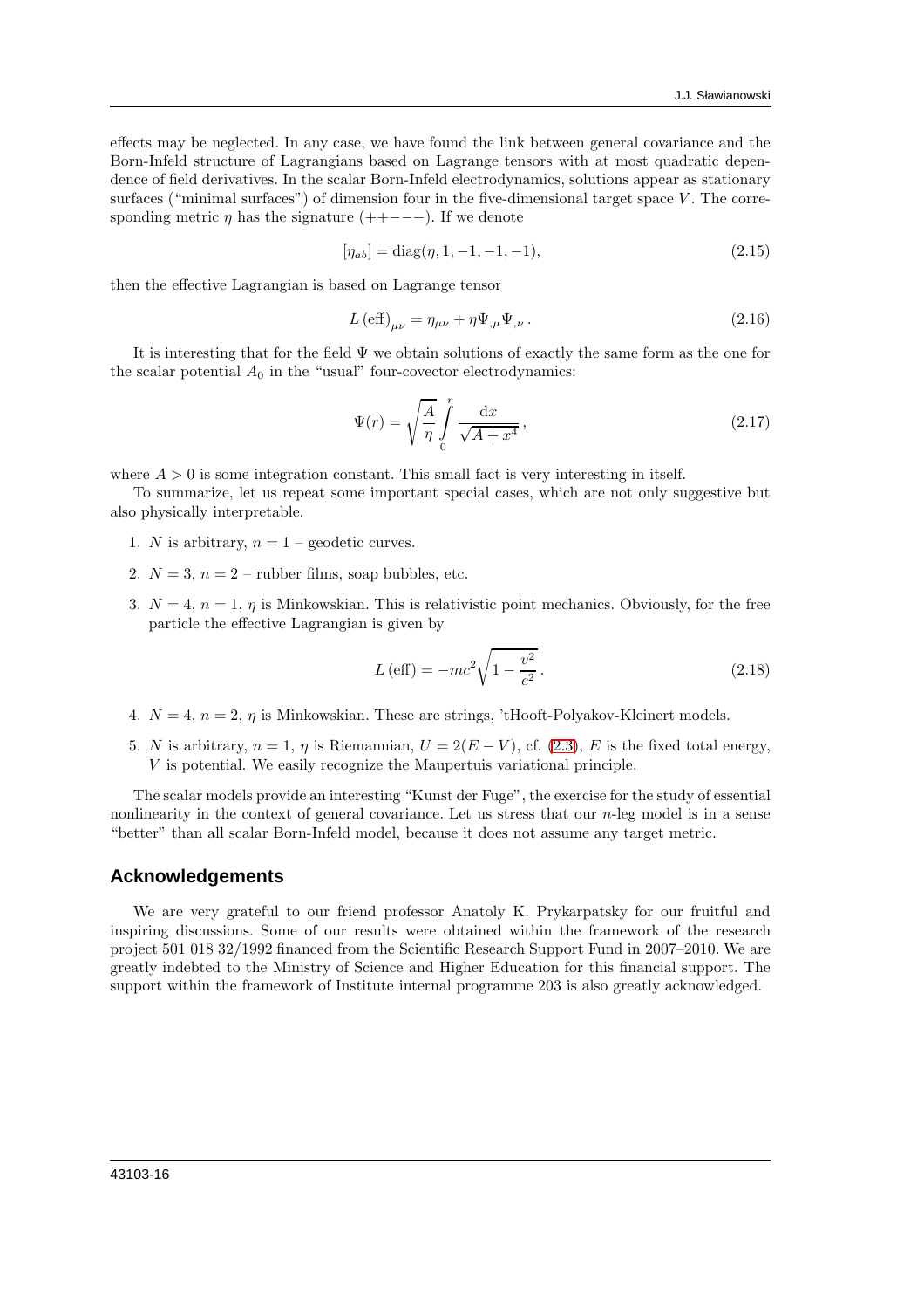effects may be neglected. In any case, we have found the link between general covariance and the Born-Infeld structure of Lagrangians based on Lagrange tensors with at most quadratic dependence of field derivatives. In the scalar Born-Infeld electrodynamics, solutions appear as stationary surfaces ("minimal surfaces") of dimension four in the five-dimensional target space $V$. The corresponding metric $\eta$ has the signature $(++---)$. If we denote

$$[\eta_{ab}] = \mathrm{diag}(\eta, 1, -1, -1, -1), \tag{2.15}$$

then the effective Lagrangian is based on Lagrange tensor

$$L\,(\mathrm{eff})_{\mu\nu} = \eta_{\mu\nu} + \eta \Psi_{,\mu} \Psi_{,\nu}\,. \tag{2.16}$$

It is interesting that for the field $\Psi$ we obtain solutions of exactly the same form as the one for the scalar potential $A_0$ in the "usual" four-covector electrodynamics:

$$\Psi(r) = \sqrt{\frac{A}{\eta}} \int\limits_0^r \frac{\mathrm{d}x}{\sqrt{A + x^4}}\,, \tag{2.17}$$

where $A > 0$ is some integration constant. This small fact is very interesting in itself.

To summarize, let us repeat some important special cases, which are not only suggestive but also physically interpretable.

1. $N$ is arbitrary, $n = 1$ – geodetic curves.
2. $N = 3$, $n = 2$ – rubber films, soap bubbles, etc.
3. $N = 4$, $n = 1$, $\eta$ is Minkowskian. This is relativistic point mechanics. Obviously, for the free particle the effective Lagrangian is given by

$$L\,(\mathrm{eff}) = -mc^2 \sqrt{1 - \frac{v^2}{c^2}}\,. \tag{2.18}$$

4. $N = 4$, $n = 2$, $\eta$ is Minkowskian. These are strings, 'tHooft-Polyakov-Kleinert models.
5. $N$ is arbitrary, $n = 1$, $\eta$ is Riemannian, $U = 2(E - V)$, cf. (2.3), $E$ is the fixed total energy, $V$ is potential. We easily recognize the Maupertuis variational principle.

The scalar models provide an interesting "Kunst der Fuge", the exercise for the study of essential nonlinearity in the context of general covariance. Let us stress that our $n$-leg model is in a sense "better" than all scalar Born-Infeld model, because it does not assume any target metric.

## Acknowledgements

We are very grateful to our friend professor Anatoly K. Prykarpatsky for our fruitful and inspiring discussions. Some of our results were obtained within the framework of the research project 501 018 32/1992 financed from the Scientific Research Support Fund in 2007–2010. We are greatly indebted to the Ministry of Science and Higher Education for this financial support. The support within the framework of Institute internal programme 203 is also greatly acknowledged.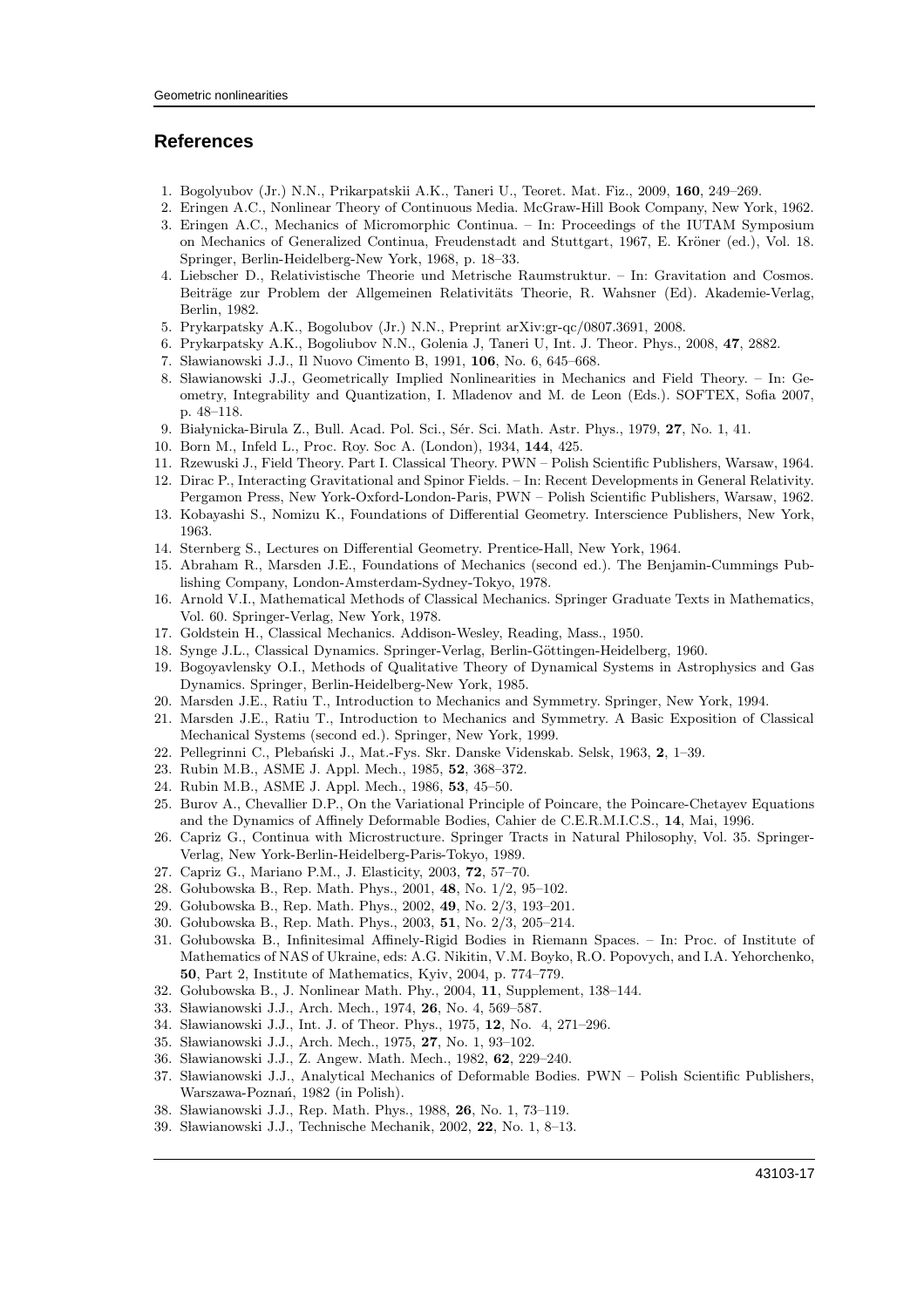## References

1. Bogolyubov (Jr.) N.N., Prikarpatskii A.K., Taneri U., Teoret. Mat. Fiz., 2009, **160**, 249–269.
2. Eringen A.C., Nonlinear Theory of Continuous Media. McGraw-Hill Book Company, New York, 1962.
3. Eringen A.C., Mechanics of Micromorphic Continua. – In: Proceedings of the IUTAM Symposium on Mechanics of Generalized Continua, Freudenstadt and Stuttgart, 1967, E. Kröner (ed.), Vol. 18. Springer, Berlin-Heidelberg-New York, 1968, p. 18–33.
4. Liebscher D., Relativistische Theorie und Metrische Raumstruktur. – In: Gravitation and Cosmos. Beiträge zur Problem der Allgemeinen Relativitäts Theorie, R. Wahsner (Ed). Akademie-Verlag, Berlin, 1982.
5. Prykarpatsky A.K., Bogolubov (Jr.) N.N., Preprint arXiv:gr-qc/0807.3691, 2008.
6. Prykarpatsky A.K., Bogoliubov N.N., Golenia J, Taneri U, Int. J. Theor. Phys., 2008, **47**, 2882.
7. Sławianowski J.J., Il Nuovo Cimento B, 1991, **106**, No. 6, 645–668.
8. Sławianowski J.J., Geometrically Implied Nonlinearities in Mechanics and Field Theory. – In: Geometry, Integrability and Quantization, I. Mladenov and M. de Leon (Eds.). SOFTEX, Sofia 2007, p. 48–118.
9. Białynicka-Birula Z., Bull. Acad. Pol. Sci., Sér. Sci. Math. Astr. Phys., 1979, **27**, No. 1, 41.
10. Born M., Infeld L., Proc. Roy. Soc A. (London), 1934, **144**, 425.
11. Rzewuski J., Field Theory. Part I. Classical Theory. PWN – Polish Scientific Publishers, Warsaw, 1964.
12. Dirac P., Interacting Gravitational and Spinor Fields. – In: Recent Developments in General Relativity. Pergamon Press, New York-Oxford-London-Paris, PWN – Polish Scientific Publishers, Warsaw, 1962.
13. Kobayashi S., Nomizu K., Foundations of Differential Geometry. Interscience Publishers, New York, 1963.
14. Sternberg S., Lectures on Differential Geometry. Prentice-Hall, New York, 1964.
15. Abraham R., Marsden J.E., Foundations of Mechanics (second ed.). The Benjamin-Cummings Publishing Company, London-Amsterdam-Sydney-Tokyo, 1978.
16. Arnold V.I., Mathematical Methods of Classical Mechanics. Springer Graduate Texts in Mathematics, Vol. 60. Springer-Verlag, New York, 1978.
17. Goldstein H., Classical Mechanics. Addison-Wesley, Reading, Mass., 1950.
18. Synge J.L., Classical Dynamics. Springer-Verlag, Berlin-Göttingen-Heidelberg, 1960.
19. Bogoyavlensky O.I., Methods of Qualitative Theory of Dynamical Systems in Astrophysics and Gas Dynamics. Springer, Berlin-Heidelberg-New York, 1985.
20. Marsden J.E., Ratiu T., Introduction to Mechanics and Symmetry. Springer, New York, 1994.
21. Marsden J.E., Ratiu T., Introduction to Mechanics and Symmetry. A Basic Exposition of Classical Mechanical Systems (second ed.). Springer, New York, 1999.
22. Pellegrinni C., Plebański J., Mat.-Fys. Skr. Danske Videnskab. Selsk, 1963, **2**, 1–39.
23. Rubin M.B., ASME J. Appl. Mech., 1985, **52**, 368–372.
24. Rubin M.B., ASME J. Appl. Mech., 1986, **53**, 45–50.
25. Burov A., Chevallier D.P., On the Variational Principle of Poincare, the Poincare-Chetayev Equations and the Dynamics of Affinely Deformable Bodies, Cahier de C.E.R.M.I.C.S., **14**, Mai, 1996.
26. Capriz G., Continua with Microstructure. Springer Tracts in Natural Philosophy, Vol. 35. Springer-Verlag, New York-Berlin-Heidelberg-Paris-Tokyo, 1989.
27. Capriz G., Mariano P.M., J. Elasticity, 2003, **72**, 57–70.
28. Gołubowska B., Rep. Math. Phys., 2001, **48**, No. 1/2, 95–102.
29. Gołubowska B., Rep. Math. Phys., 2002, **49**, No. 2/3, 193–201.
30. Gołubowska B., Rep. Math. Phys., 2003, **51**, No. 2/3, 205–214.
31. Gołubowska B., Infinitesimal Affinely-Rigid Bodies in Riemann Spaces. – In: Proc. of Institute of Mathematics of NAS of Ukraine, eds: A.G. Nikitin, V.M. Boyko, R.O. Popovych, and I.A. Yehorchenko, **50**, Part 2, Institute of Mathematics, Kyiv, 2004, p. 774–779.
32. Gołubowska B., J. Nonlinear Math. Phy., 2004, **11**, Supplement, 138–144.
33. Sławianowski J.J., Arch. Mech., 1974, **26**, No. 4, 569–587.
34. Sławianowski J.J., Int. J. of Theor. Phys., 1975, **12**, No. 4, 271–296.
35. Sławianowski J.J., Arch. Mech., 1975, **27**, No. 1, 93–102.
36. Sławianowski J.J., Z. Angew. Math. Mech., 1982, **62**, 229–240.
37. Sławianowski J.J., Analytical Mechanics of Deformable Bodies. PWN – Polish Scientific Publishers, Warszawa-Poznań, 1982 (in Polish).
38. Sławianowski J.J., Rep. Math. Phys., 1988, **26**, No. 1, 73–119.
39. Sławianowski J.J., Technische Mechanik, 2002, **22**, No. 1, 8–13.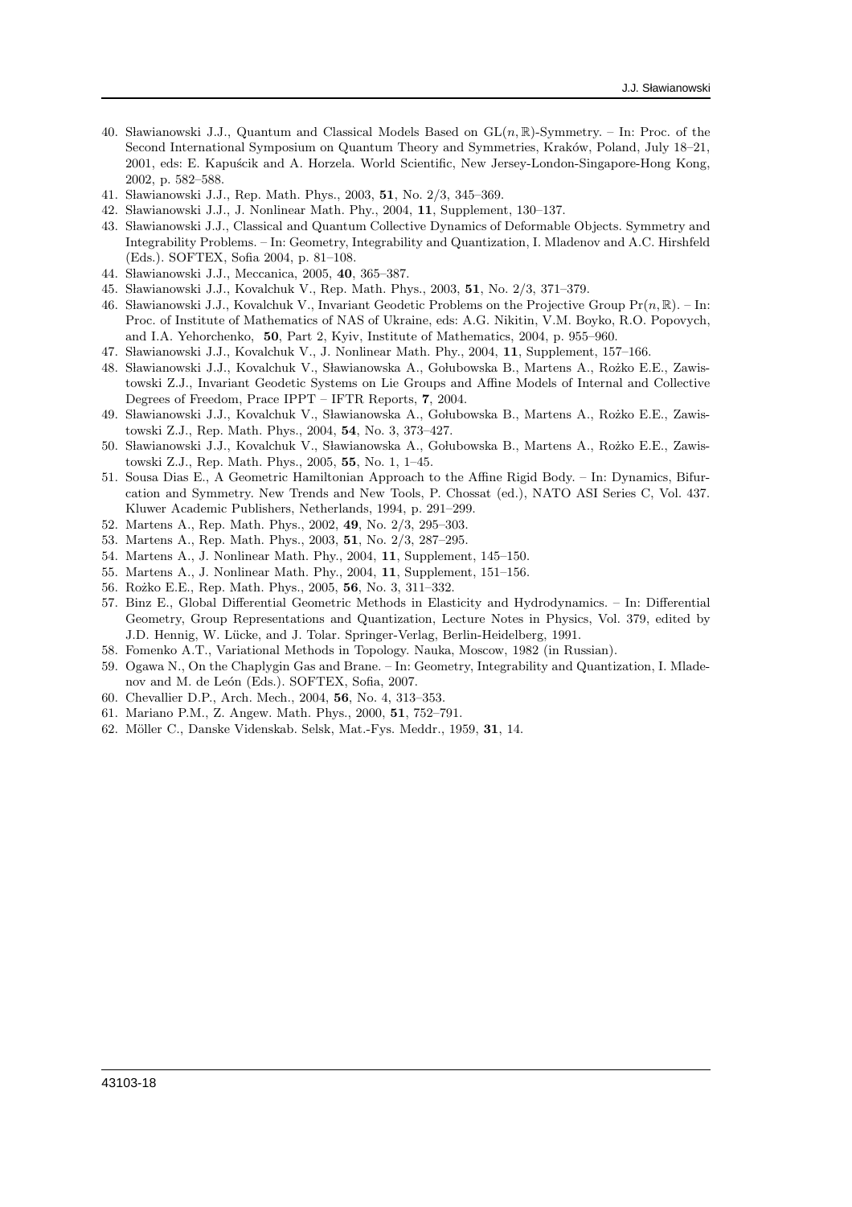40. Sławianowski J.J., Quantum and Classical Models Based on $\mathrm{GL}(n,\mathbb{R})$-Symmetry. – In: Proc. of the Second International Symposium on Quantum Theory and Symmetries, Kraków, Poland, July 18–21, 2001, eds: E. Kapuścik and A. Horzela. World Scientific, New Jersey-London-Singapore-Hong Kong, 2002, p. 582–588.
41. Sławianowski J.J., Rep. Math. Phys., 2003, **51**, No. 2/3, 345–369.
42. Sławianowski J.J., J. Nonlinear Math. Phy., 2004, **11**, Supplement, 130–137.
43. Sławianowski J.J., Classical and Quantum Collective Dynamics of Deformable Objects. Symmetry and Integrability Problems. – In: Geometry, Integrability and Quantization, I. Mladenov and A.C. Hirshfeld (Eds.). SOFTEX, Sofia 2004, p. 81–108.
44. Sławianowski J.J., Meccanica, 2005, **40**, 365–387.
45. Sławianowski J.J., Kovalchuk V., Rep. Math. Phys., 2003, **51**, No. 2/3, 371–379.
46. Sławianowski J.J., Kovalchuk V., Invariant Geodetic Problems on the Projective Group $\mathrm{Pr}(n,\mathbb{R})$. – In: Proc. of Institute of Mathematics of NAS of Ukraine, eds: A.G. Nikitin, V.M. Boyko, R.O. Popovych, and I.A. Yehorchenko, **50**, Part 2, Kyiv, Institute of Mathematics, 2004, p. 955–960.
47. Sławianowski J.J., Kovalchuk V., J. Nonlinear Math. Phy., 2004, **11**, Supplement, 157–166.
48. Sławianowski J.J., Kovalchuk V., Sławianowska A., Gołubowska B., Martens A., Rożko E.E., Zawistowski Z.J., Invariant Geodetic Systems on Lie Groups and Affine Models of Internal and Collective Degrees of Freedom, Prace IPPT – IFTR Reports, **7**, 2004.
49. Sławianowski J.J., Kovalchuk V., Sławianowska A., Gołubowska B., Martens A., Rożko E.E., Zawistowski Z.J., Rep. Math. Phys., 2004, **54**, No. 3, 373–427.
50. Sławianowski J.J., Kovalchuk V., Sławianowska A., Gołubowska B., Martens A., Rożko E.E., Zawistowski Z.J., Rep. Math. Phys., 2005, **55**, No. 1, 1–45.
51. Sousa Dias E., A Geometric Hamiltonian Approach to the Affine Rigid Body. – In: Dynamics, Bifurcation and Symmetry. New Trends and New Tools, P. Chossat (ed.), NATO ASI Series C, Vol. 437. Kluwer Academic Publishers, Netherlands, 1994, p. 291–299.
52. Martens A., Rep. Math. Phys., 2002, **49**, No. 2/3, 295–303.
53. Martens A., Rep. Math. Phys., 2003, **51**, No. 2/3, 287–295.
54. Martens A., J. Nonlinear Math. Phy., 2004, **11**, Supplement, 145–150.
55. Martens A., J. Nonlinear Math. Phy., 2004, **11**, Supplement, 151–156.
56. Rożko E.E., Rep. Math. Phys., 2005, **56**, No. 3, 311–332.
57. Binz E., Global Differential Geometric Methods in Elasticity and Hydrodynamics. – In: Differential Geometry, Group Representations and Quantization, Lecture Notes in Physics, Vol. 379, edited by J.D. Hennig, W. Lücke, and J. Tolar. Springer-Verlag, Berlin-Heidelberg, 1991.
58. Fomenko A.T., Variational Methods in Topology. Nauka, Moscow, 1982 (in Russian).
59. Ogawa N., On the Chaplygin Gas and Brane. – In: Geometry, Integrability and Quantization, I. Mladenov and M. de León (Eds.). SOFTEX, Sofia, 2007.
60. Chevallier D.P., Arch. Mech., 2004, **56**, No. 4, 313–353.
61. Mariano P.M., Z. Angew. Math. Phys., 2000, **51**, 752–791.
62. Möller C., Danske Videnskab. Selsk, Mat.-Fys. Meddr., 1959, **31**, 14.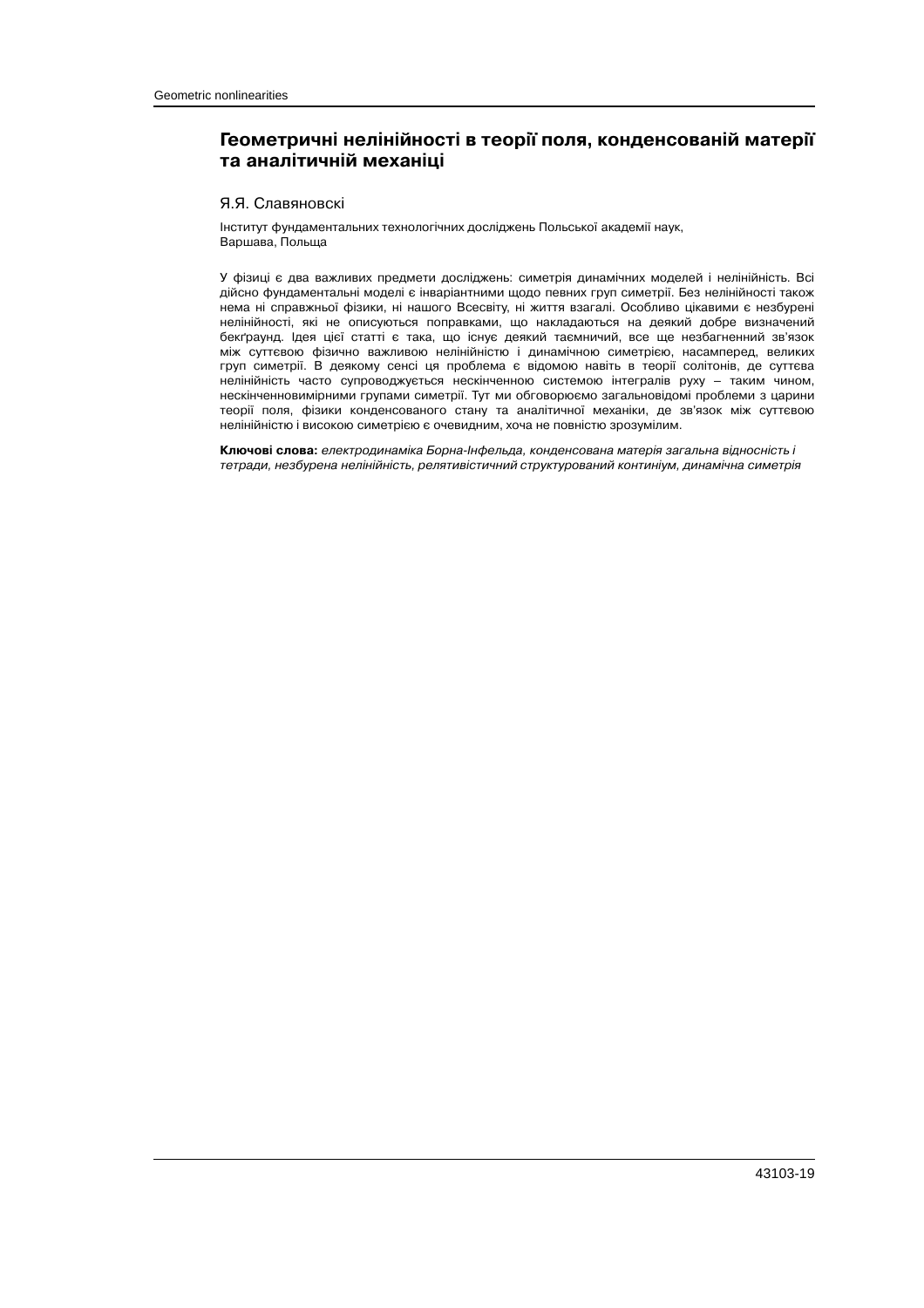# Геометричні нелінійності в теорії поля, конденсованій матерії та аналітичній механіці

Я.Я. Славяновскі

Інститут фундаментальних технологічних досліджень Польської академії наук,
Варшава, Польща

У фізиці є два важливих предмети досліджень: симетрія динамічних моделей і нелінійність. Всі дійсно фундаментальні моделі є інваріантними щодо певних груп симетрії. Без нелінійності також нема ні справжньої фізики, ні нашого Всесвіту, ні життя взагалі. Особливо цікавими є незбурені нелінійності, які не описуються поправками, що накладаються на деякий добре визначений бекґраунд. Ідея цієї статті є така, що існує деякий таємничий, все ще незбагненний зв'язок між суттєвою фізично важливою нелінійністю і динамічною симетрією, насамперед, великих груп симетрії. В деякому сенсі ця проблема є відомою навіть в теорії солітонів, де суттєва нелінійність часто супроводжується нескінченною системою інтегралів руху – таким чином, нескінченновимірними групами симетрії. Тут ми обговорюємо загальновідомі проблеми з царини теорії поля, фізики конденсованого стану та аналітичної механіки, де зв'язок між суттєвою нелінійністю і високою симетрією є очевидним, хоча не повністю зрозумілим.

**Ключові слова:** *електродинаміка Борна-Інфельда, конденсована матерія загальна відносність і тетради, незбурена нелінійність, релятивістичний структурований континіум, динамічна симетрія*